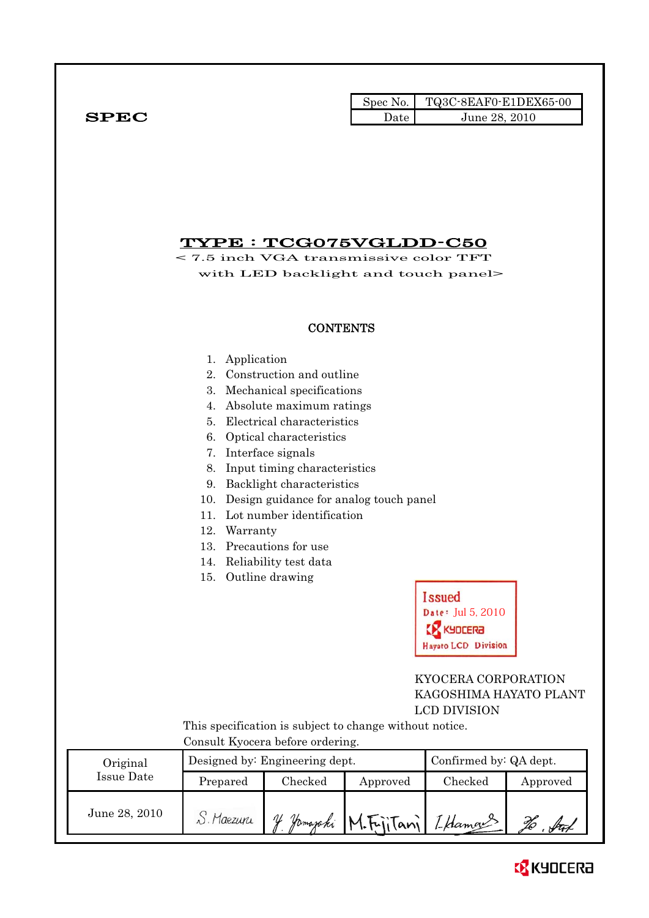**SPEC**

| Spec No. | TQ3C-8EAF0-E1DEX65-00 |
| --- | --- |
| Date | June 28, 2010 |

# TYPE : TCG075VGLDD-C50

< 7.5 inch VGA transmissive color TFT with LED backlight and touch panel>

## CONTENTS

1. Application
2. Construction and outline
3. Mechanical specifications
4. Absolute maximum ratings
5. Electrical characteristics
6. Optical characteristics
7. Interface signals
8. Input timing characteristics
9. Backlight characteristics
10. Design guidance for analog touch panel
11. Lot number identification
12. Warranty
13. Precautions for use
14. Reliability test data
15. Outline drawing

Issued
Date: Jul 5, 2010
KYOCERA
Hayato LCD Division

KYOCERA CORPORATION
KAGOSHIMA HAYATO PLANT
LCD DIVISION

This specification is subject to change without notice.
Consult Kyocera before ordering.

| Original Issue Date | Designed by: Engineering dept. | | | Confirmed by: QA dept. | |
| --- | --- | --- | --- | --- | --- |
| | Prepared | Checked | Approved | Checked | Approved |
| June 28, 2010 | S. Maezuru | Y. Yamazaki | M. Fujitani | I. Hamano | (signature) |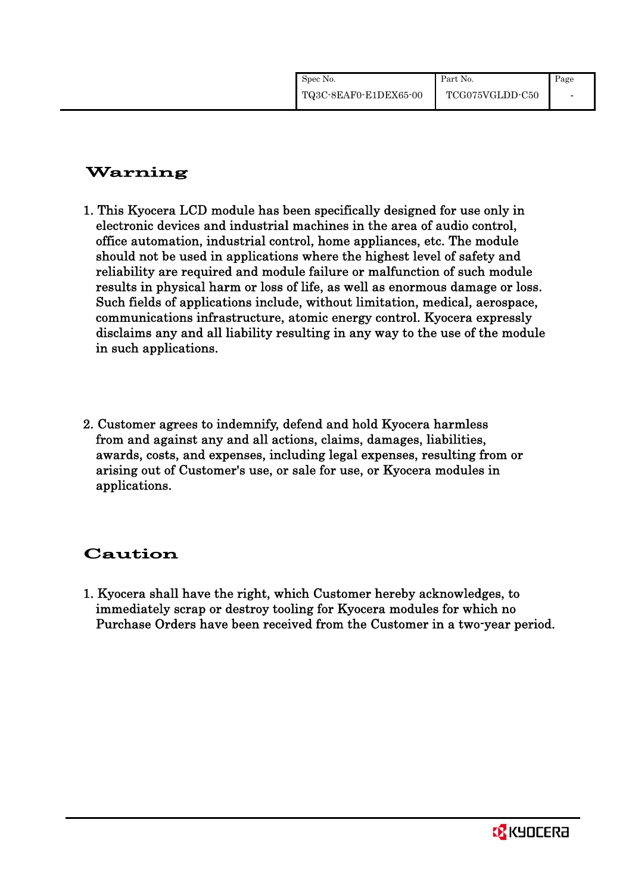## Warning

1. This Kyocera LCD module has been specifically designed for use only in electronic devices and industrial machines in the area of audio control, office automation, industrial control, home appliances, etc. The module should not be used in applications where the highest level of safety and reliability are required and module failure or malfunction of such module results in physical harm or loss of life, as well as enormous damage or loss. Such fields of applications include, without limitation, medical, aerospace, communications infrastructure, atomic energy control. Kyocera expressly disclaims any and all liability resulting in any way to the use of the module in such applications.

2. Customer agrees to indemnify, defend and hold Kyocera harmless from and against any and all actions, claims, damages, liabilities, awards, costs, and expenses, including legal expenses, resulting from or arising out of Customer's use, or sale for use, or Kyocera modules in applications.

## Caution

1. Kyocera shall have the right, which Customer hereby acknowledges, to immediately scrap or destroy tooling for Kyocera modules for which no Purchase Orders have been received from the Customer in a two-year period.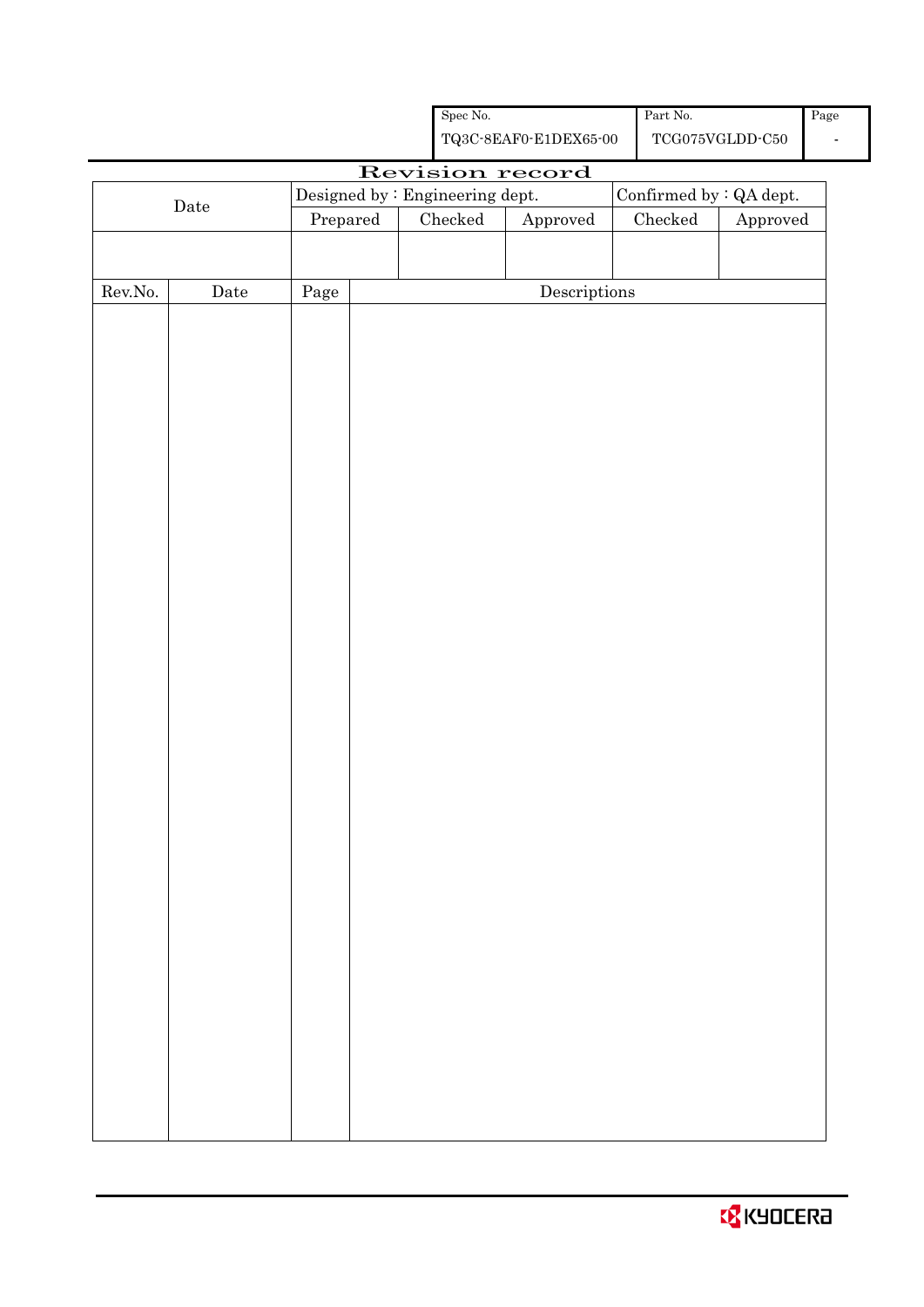| Spec No. | Part No. | Page |
|---|---|---|
| TQ3C-8EAF0-E1DEX65-00 | TCG075VGLDD-C50 | - |

# Revision record

| Date | Designed by : Engineering dept. | | | Confirmed by : QA dept. | |
|---|---|---|---|---|---|
| | Prepared | Checked | Approved | Checked | Approved |
| | | | | | |

| Rev.No. | Date | Page | Descriptions |
|---|---|---|---|
| | | | |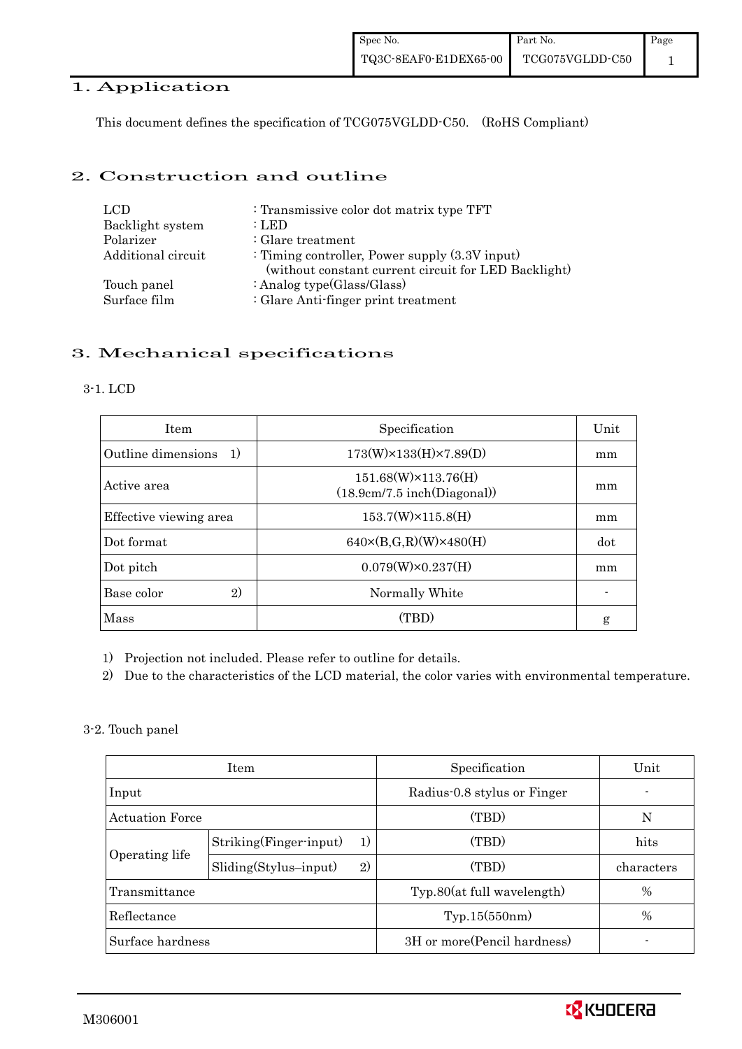## 1. Application

This document defines the specification of TCG075VGLDD-C50. (RoHS Compliant)

## 2. Construction and outline

| | |
|---|---|
| LCD | : Transmissive color dot matrix type TFT |
| Backlight system | : LED |
| Polarizer | : Glare treatment |
| Additional circuit | : Timing controller, Power supply (3.3V input) (without constant current circuit for LED Backlight) |
| Touch panel | : Analog type(Glass/Glass) |
| Surface film | : Glare Anti-finger print treatment |

## 3. Mechanical specifications

### 3-1. LCD

| Item | Specification | Unit |
|---|---|---|
| Outline dimensions 1) | 173(W)×133(H)×7.89(D) | mm |
| Active area | 151.68(W)×113.76(H) (18.9cm/7.5 inch(Diagonal)) | mm |
| Effective viewing area | 153.7(W)×115.8(H) | mm |
| Dot format | 640×(B,G,R)(W)×480(H) | dot |
| Dot pitch | 0.079(W)×0.237(H) | mm |
| Base color 2) | Normally White | - |
| Mass | (TBD) | g |

1) Projection not included. Please refer to outline for details.

2) Due to the characteristics of the LCD material, the color varies with environmental temperature.

### 3-2. Touch panel

| Item | | Specification | Unit |
|---|---|---|---|
| Input | | Radius-0.8 stylus or Finger | - |
| Actuation Force | | (TBD) | N |
| Operating life | Striking(Finger-input) 1) | (TBD) | hits |
| | Sliding(Stylus–input) 2) | (TBD) | characters |
| Transmittance | | Typ.80(at full wavelength) | % |
| Reflectance | | Typ.15(550nm) | % |
| Surface hardness | | 3H or more(Pencil hardness) | - |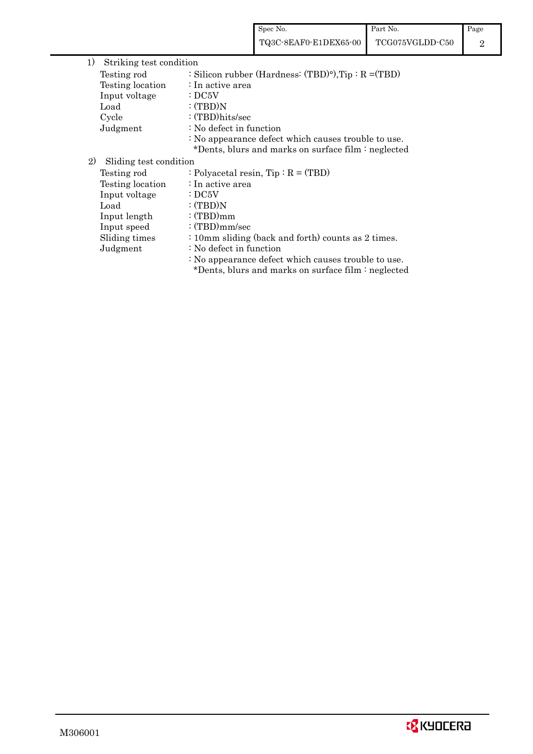1) Striking test condition

| | |
|---|---|
| Testing rod | : Silicon rubber (Hardness: (TBD)°),Tip : R =(TBD) |
| Testing location | : In active area |
| Input voltage | : DC5V |
| Load | : (TBD)N |
| Cycle | : (TBD)hits/sec |
| Judgment | : No defect in function |
| | : No appearance defect which causes trouble to use. |
| | *Dents, blurs and marks on surface film : neglected |

2) Sliding test condition

| | |
|---|---|
| Testing rod | : Polyacetal resin, Tip : R = (TBD) |
| Testing location | : In active area |
| Input voltage | : DC5V |
| Load | : (TBD)N |
| Input length | : (TBD)mm |
| Input speed | : (TBD)mm/sec |
| Sliding times | : 10mm sliding (back and forth) counts as 2 times. |
| Judgment | : No defect in function |
| | : No appearance defect which causes trouble to use. |
| | *Dents, blurs and marks on surface film : neglected |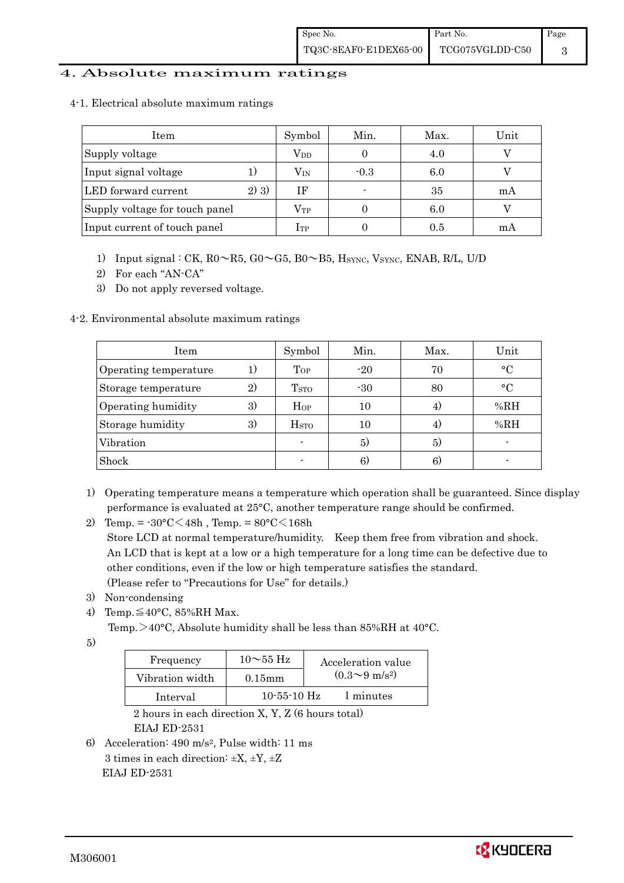# 4. Absolute maximum ratings

## 4-1. Electrical absolute maximum ratings

| Item | | Symbol | Min. | Max. | Unit |
|---|---|---|---|---|---|
| Supply voltage | | $V_{DD}$ | 0 | 4.0 | V |
| Input signal voltage | 1) | $V_{IN}$ | -0.3 | 6.0 | V |
| LED forward current | 2) 3) | IF | - | 35 | mA |
| Supply voltage for touch panel | | $V_{TP}$ | 0 | 6.0 | V |
| Input current of touch panel | | $I_{TP}$ | 0 | 0.5 | mA |

1) Input signal : CK, R0～R5, G0～G5, B0～B5, $H_{SYNC}$, $V_{SYNC}$, ENAB, R/L, U/D
2) For each "AN-CA"
3) Do not apply reversed voltage.

## 4-2. Environmental absolute maximum ratings

| Item | | Symbol | Min. | Max. | Unit |
|---|---|---|---|---|---|
| Operating temperature | 1) | $T_{OP}$ | -20 | 70 | °C |
| Storage temperature | 2) | $T_{STO}$ | -30 | 80 | °C |
| Operating humidity | 3) | $H_{OP}$ | 10 | 4) | %RH |
| Storage humidity | 3) | $H_{STO}$ | 10 | 4) | %RH |
| Vibration | | - | 5) | 5) | - |
| Shock | | - | 6) | 6) | - |

1) Operating temperature means a temperature which operation shall be guaranteed. Since display performance is evaluated at 25°C, another temperature range should be confirmed.
2) Temp. = -30°C＜48h , Temp. = 80°C＜168h
   Store LCD at normal temperature/humidity. Keep them free from vibration and shock.
   An LCD that is kept at a low or a high temperature for a long time can be defective due to other conditions, even if the low or high temperature satisfies the standard.
   (Please refer to "Precautions for Use" for details.)
3) Non-condensing
4) Temp.≦40°C, 85%RH Max.
   Temp.＞40°C, Absolute humidity shall be less than 85%RH at 40°C.
5)

| Frequency | 10～55 Hz | Acceleration value $(0.3\sim9\ m/s^2)$ |
|---|---|---|
| Vibration width | 0.15mm | |
| Interval | 10-55-10 Hz | 1 minutes |

   2 hours in each direction X, Y, Z (6 hours total)
   EIAJ ED-2531

6) Acceleration: 490 $m/s^2$, Pulse width: 11 ms
   3 times in each direction: ±X, ±Y, ±Z
   EIAJ ED-2531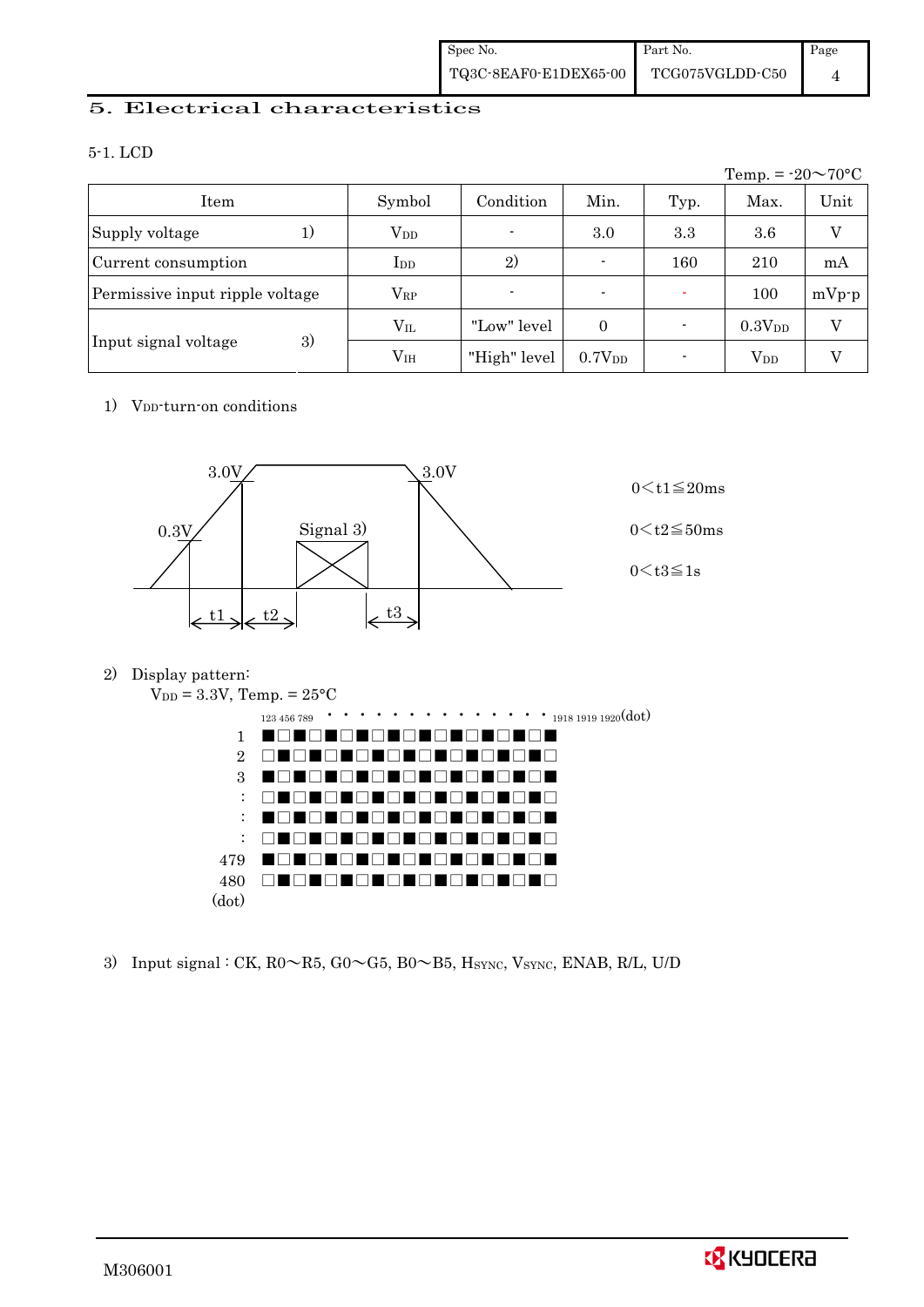## 5. Electrical characteristics

### 5-1. LCD

Temp. = -20～70°C

| Item | | Symbol | Condition | Min. | Typ. | Max. | Unit |
|---|---|---|---|---|---|---|---|
| Supply voltage | 1) | $V_{DD}$ | - | 3.0 | 3.3 | 3.6 | V |
| Current consumption | | $I_{DD}$ | 2) | - | 160 | 210 | mA |
| Permissive input ripple voltage | | $V_{RP}$ | - | - | - | 100 | mVp-p |
| Input signal voltage | 3) | $V_{IL}$ | "Low" level | 0 | - | $0.3V_{DD}$ | V |
| | | $V_{IH}$ | "High" level | $0.7V_{DD}$ | - | $V_{DD}$ | V |

1) $V_{DD}$-turn-on conditions

3.0V, 0.3V, Signal 3), 3.0V, t1, t2, t3

$0 < t1 \leqq 20ms$

$0 < t2 \leqq 50ms$

$0 < t3 \leqq 1s$

2) Display pattern:

$V_{DD}$ = 3.3V, Temp. = 25°C

123 456 789 ・・・・・・・・・・・・・・ 1918 1919 1920(dot)

1, 2, 3, :, :, :, 479, 480 (dot)

3) Input signal : CK, R0～R5, G0～G5, B0～B5, $H_{SYNC}$, $V_{SYNC}$, ENAB, R/L, U/D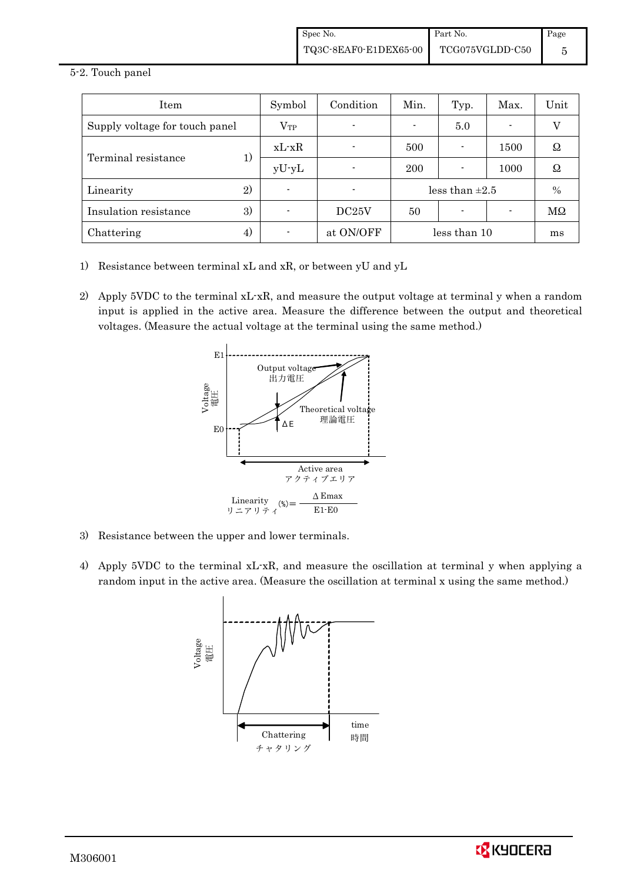5-2. Touch panel

| Item | | Symbol | Condition | Min. | Typ. | Max. | Unit |
|---|---|---|---|---|---|---|---|
| Supply voltage for touch panel | | $V_{TP}$ | - | - | 5.0 | - | V |
| Terminal resistance | 1) | xL-xR | - | 500 | - | 1500 | Ω |
| | | yU-yL | - | 200 | - | 1000 | Ω |
| Linearity | 2) | - | - | less than ±2.5 | | | % |
| Insulation resistance | 3) | - | DC25V | 50 | - | - | MΩ |
| Chattering | 4) | - | at ON/OFF | less than 10 | | | ms |

1) Resistance between terminal xL and xR, or between yU and yL

2) Apply 5VDC to the terminal xL-xR, and measure the output voltage at terminal y when a random input is applied in the active area. Measure the difference between the output and theoretical voltages. (Measure the actual voltage at the terminal using the same method.)

E1, E0, Voltage 電圧, Output voltage 出力電圧, Theoretical voltage 理論電圧, ΔE, Active area アクティブエリア

$$\text{Linearity リニアリティ (\%)} = \frac{\Delta \text{Emax}}{\text{E1-E0}}$$

3) Resistance between the upper and lower terminals.

4) Apply 5VDC to the terminal xL-xR, and measure the oscillation at terminal y when applying a random input in the active area. (Measure the oscillation at terminal x using the same method.)

Voltage 電圧, time 時間, Chattering チャタリング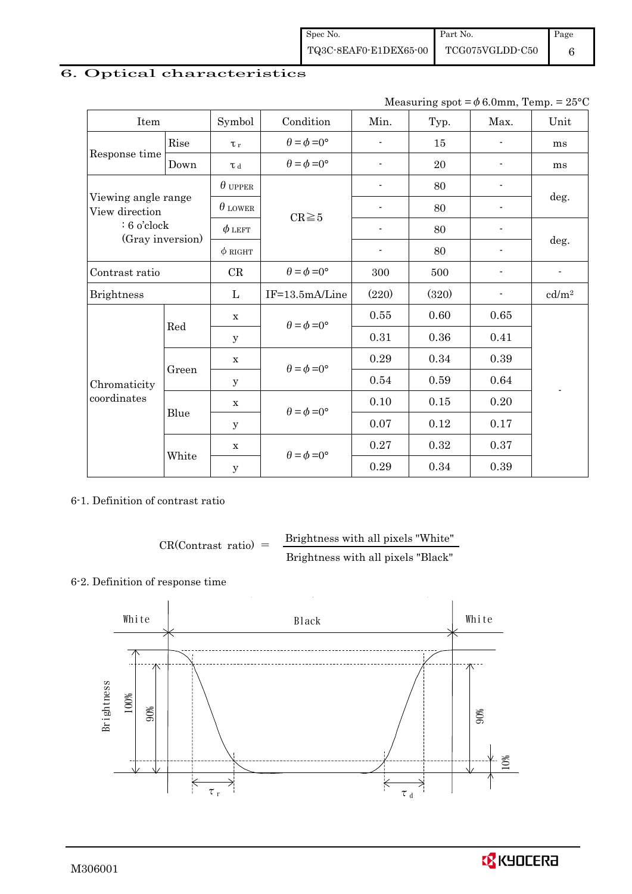## 6. Optical characteristics

Measuring spot = $\phi$ 6.0mm, Temp. = 25°C

| Item | | Symbol | Condition | Min. | Typ. | Max. | Unit |
|---|---|---|---|---|---|---|---|
| Response time | Rise | $\tau_r$ | $\theta=\phi=0°$ | - | 15 | - | ms |
| | Down | $\tau_d$ | $\theta=\phi=0°$ | - | 20 | - | ms |
| Viewing angle range View direction : 6 o'clock (Gray inversion) | | $\theta_{UPPER}$ | CR≧5 | - | 80 | - | deg. |
| | | $\theta_{LOWER}$ | | - | 80 | - | |
| | | $\phi_{LEFT}$ | | - | 80 | - | deg. |
| | | $\phi_{RIGHT}$ | | - | 80 | - | |
| Contrast ratio | | CR | $\theta=\phi=0°$ | 300 | 500 | - | - |
| Brightness | | L | IF=13.5mA/Line | (220) | (320) | - | cd/m² |
| Chromaticity coordinates | Red | x | $\theta=\phi=0°$ | 0.55 | 0.60 | 0.65 | - |
| | | y | | 0.31 | 0.36 | 0.41 | |
| | Green | x | $\theta=\phi=0°$ | 0.29 | 0.34 | 0.39 | |
| | | y | | 0.54 | 0.59 | 0.64 | |
| | Blue | x | $\theta=\phi=0°$ | 0.10 | 0.15 | 0.20 | |
| | | y | | 0.07 | 0.12 | 0.17 | |
| | White | x | $\theta=\phi=0°$ | 0.27 | 0.32 | 0.37 | |
| | | y | | 0.29 | 0.34 | 0.39 | |

6-1. Definition of contrast ratio

$$\text{CR(Contrast ratio)} = \frac{\text{Brightness with all pixels "White"}}{\text{Brightness with all pixels "Black"}}$$

6-2. Definition of response time

White / Black / White

Brightness 100% 90% 90% 10%

$\tau_r$ $\tau_d$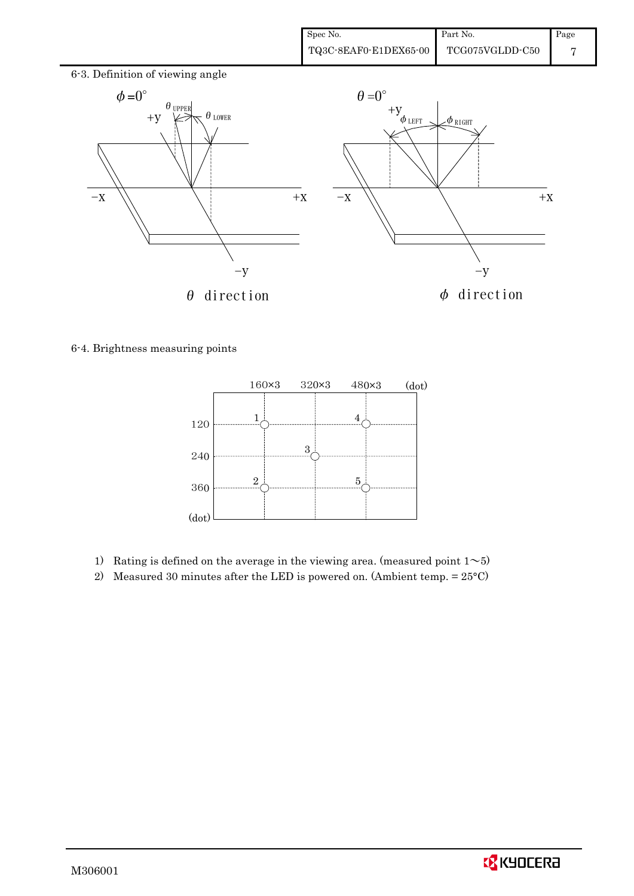6-3. Definition of viewing angle

$\phi = 0°$ — $\theta$ direction

$\theta = 0°$ — $\phi$ direction

6-4. Brightness measuring points

1) Rating is defined on the average in the viewing area. (measured point 1~5)
2) Measured 30 minutes after the LED is powered on. (Ambient temp. = 25°C)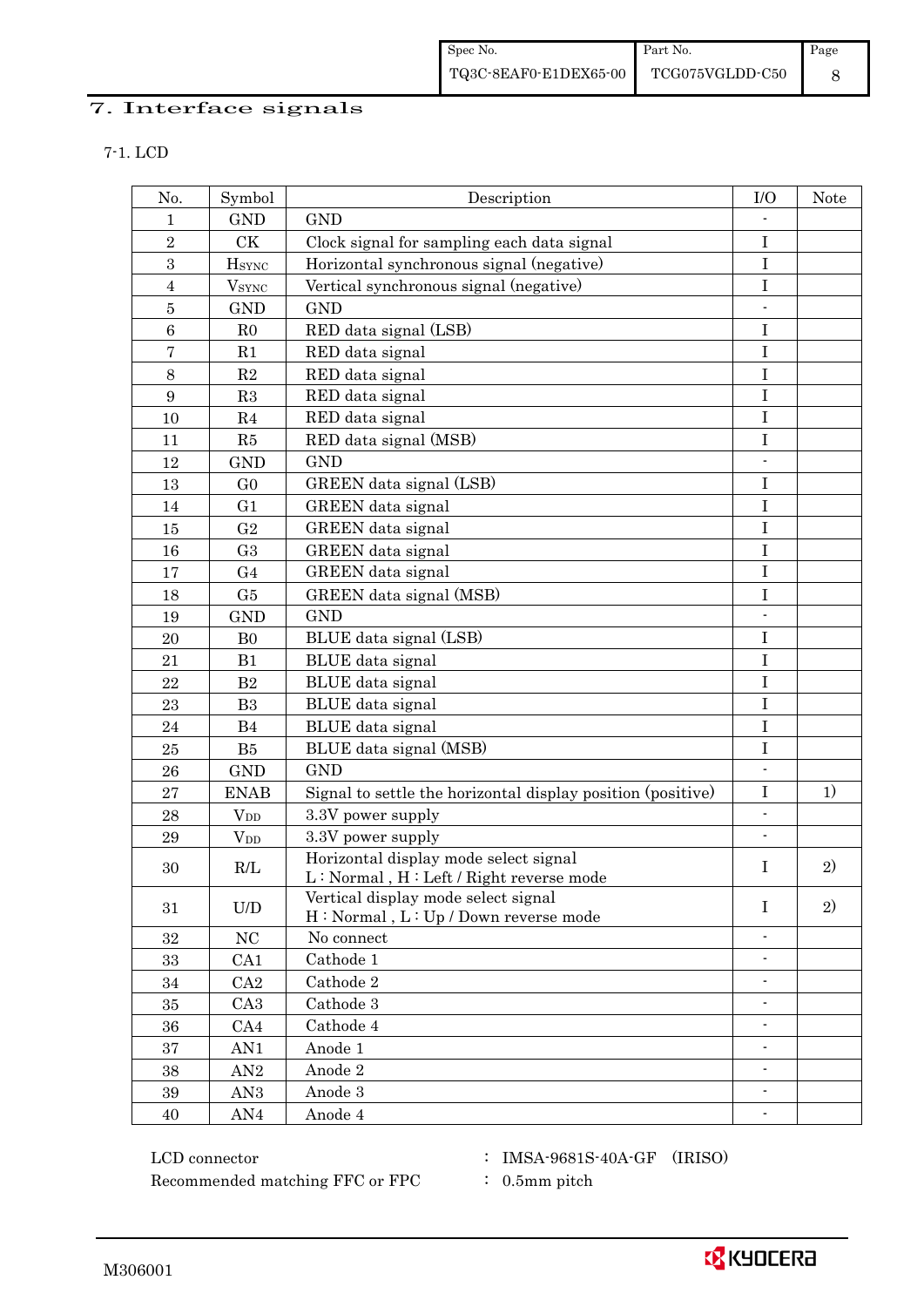# 7. Interface signals

## 7-1. LCD

| No. | Symbol | Description | I/O | Note |
|---|---|---|---|---|
| 1 | GND | GND | - | |
| 2 | CK | Clock signal for sampling each data signal | I | |
| 3 | $H_{SYNC}$ | Horizontal synchronous signal (negative) | I | |
| 4 | $V_{SYNC}$ | Vertical synchronous signal (negative) | I | |
| 5 | GND | GND | - | |
| 6 | R0 | RED data signal (LSB) | I | |
| 7 | R1 | RED data signal | I | |
| 8 | R2 | RED data signal | I | |
| 9 | R3 | RED data signal | I | |
| 10 | R4 | RED data signal | I | |
| 11 | R5 | RED data signal (MSB) | I | |
| 12 | GND | GND | - | |
| 13 | G0 | GREEN data signal (LSB) | I | |
| 14 | G1 | GREEN data signal | I | |
| 15 | G2 | GREEN data signal | I | |
| 16 | G3 | GREEN data signal | I | |
| 17 | G4 | GREEN data signal | I | |
| 18 | G5 | GREEN data signal (MSB) | I | |
| 19 | GND | GND | - | |
| 20 | B0 | BLUE data signal (LSB) | I | |
| 21 | B1 | BLUE data signal | I | |
| 22 | B2 | BLUE data signal | I | |
| 23 | B3 | BLUE data signal | I | |
| 24 | B4 | BLUE data signal | I | |
| 25 | B5 | BLUE data signal (MSB) | I | |
| 26 | GND | GND | - | |
| 27 | ENAB | Signal to settle the horizontal display position (positive) | I | 1) |
| 28 | $V_{DD}$ | 3.3V power supply | - | |
| 29 | $V_{DD}$ | 3.3V power supply | - | |
| 30 | R/L | Horizontal display mode select signal<br>L : Normal , H : Left / Right reverse mode | I | 2) |
| 31 | U/D | Vertical display mode select signal<br>H : Normal , L : Up / Down reverse mode | I | 2) |
| 32 | NC | No connect | - | |
| 33 | CA1 | Cathode 1 | - | |
| 34 | CA2 | Cathode 2 | - | |
| 35 | CA3 | Cathode 3 | - | |
| 36 | CA4 | Cathode 4 | - | |
| 37 | AN1 | Anode 1 | - | |
| 38 | AN2 | Anode 2 | - | |
| 39 | AN3 | Anode 3 | - | |
| 40 | AN4 | Anode 4 | - | |

LCD connector : IMSA-9681S-40A-GF (IRISO)

Recommended matching FFC or FPC : 0.5mm pitch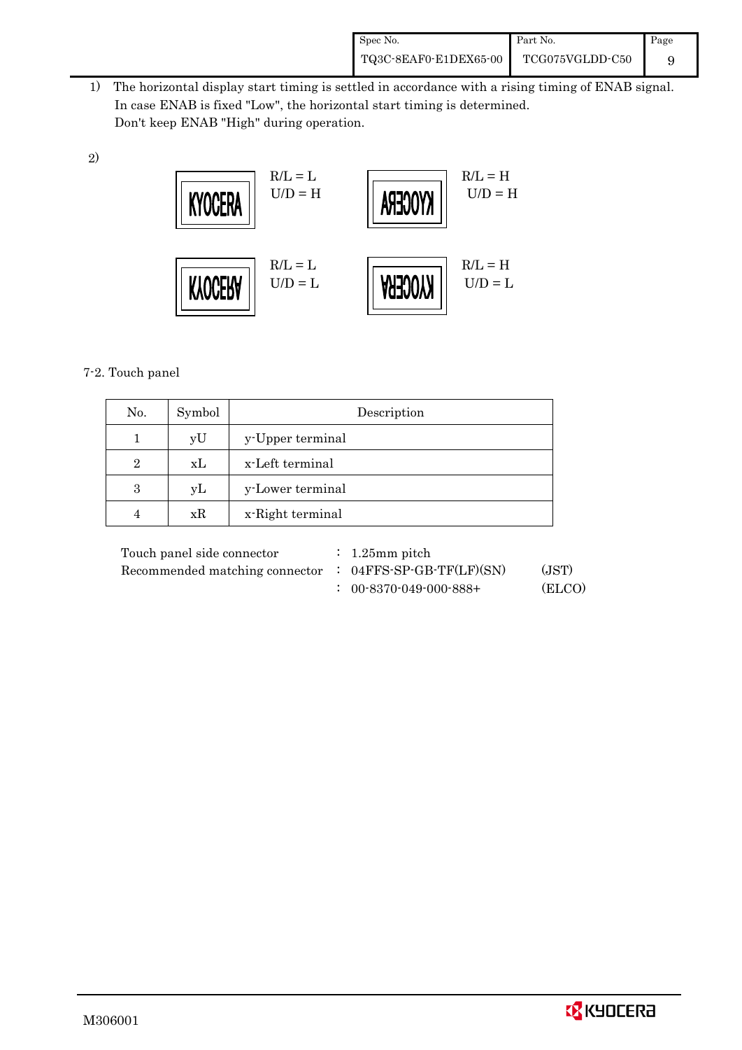1) The horizontal display start timing is settled in accordance with a rising timing of ENAB signal.
   In case ENAB is fixed "Low", the horizontal start timing is determined.
   Don't keep ENAB "High" during operation.

2)

| | |
|---|---|
| KYOCERA — R/L = L, U/D = H | (mirrored) KYOCERA — R/L = H, U/D = H |
| (flipped) KYOCERA — R/L = L, U/D = L | (rotated) KYOCERA — R/L = H, U/D = L |

7-2. Touch panel

| No. | Symbol | Description |
|---|---|---|
| 1 | yU | y-Upper terminal |
| 2 | xL | x-Left terminal |
| 3 | yL | y-Lower terminal |
| 4 | xR | x-Right terminal |

Touch panel side connector : 1.25mm pitch
Recommended matching connector : 04FFS-SP-GB-TF(LF)(SN) (JST)
: 00-8370-049-000-888+ (ELCO)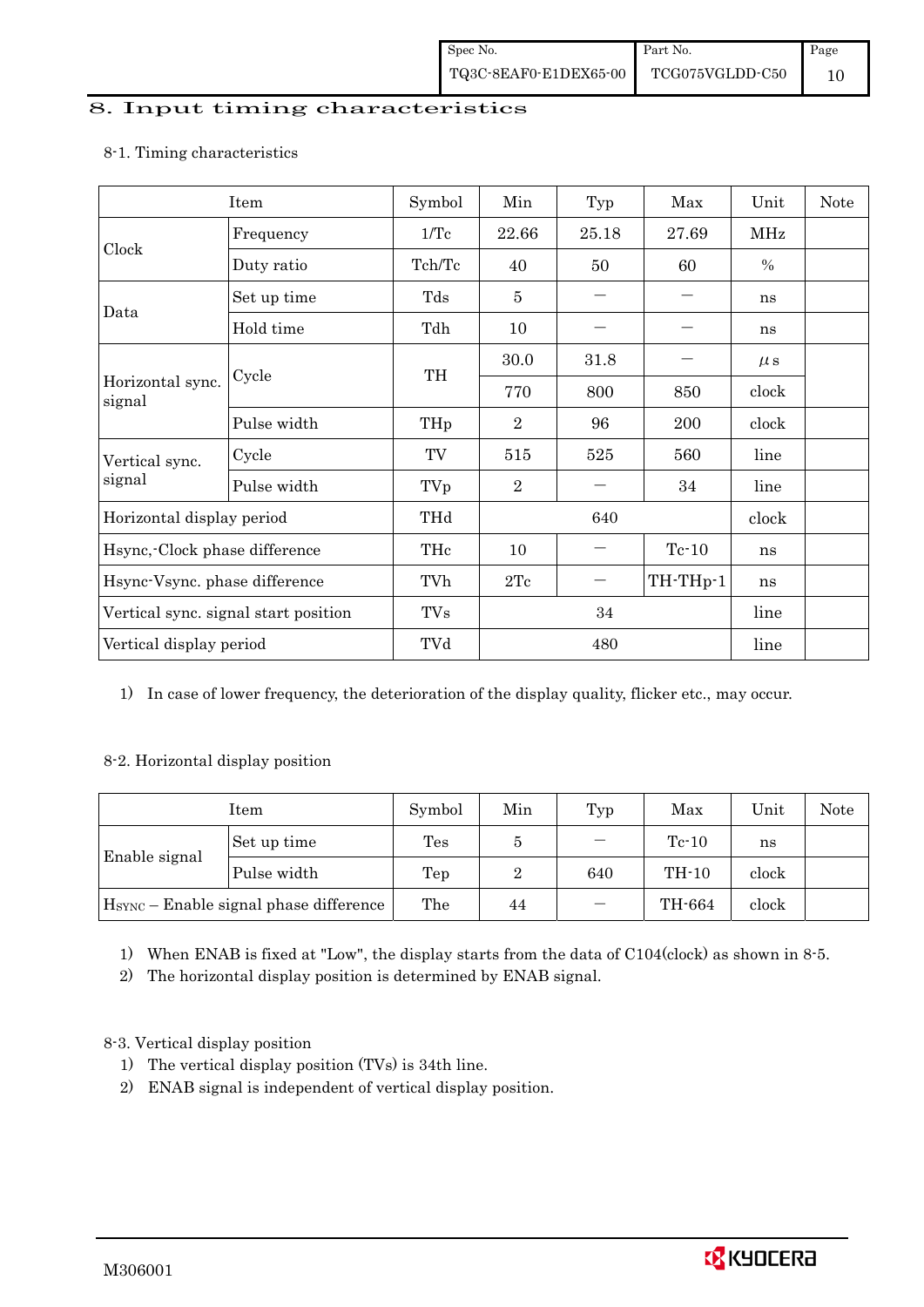## 8. Input timing characteristics

8-1. Timing characteristics

| Item | | Symbol | Min | Typ | Max | Unit | Note |
|---|---|---|---|---|---|---|---|
| Clock | Frequency | 1/Tc | 22.66 | 25.18 | 27.69 | MHz | |
| | Duty ratio | Tch/Tc | 40 | 50 | 60 | % | |
| Data | Set up time | Tds | 5 | − | − | ns | |
| | Hold time | Tdh | 10 | − | − | ns | |
| Horizontal sync. signal | Cycle | TH | 30.0 | 31.8 | − | μs | |
| | | | 770 | 800 | 850 | clock | |
| | Pulse width | THp | 2 | 96 | 200 | clock | |
| Vertical sync. signal | Cycle | TV | 515 | 525 | 560 | line | |
| | Pulse width | TVp | 2 | − | 34 | line | |
| Horizontal display period | | THd | | 640 | | clock | |
| Hsync,-Clock phase difference | | THc | 10 | − | Tc-10 | ns | |
| Hsync-Vsync. phase difference | | TVh | 2Tc | − | TH-THp-1 | ns | |
| Vertical sync. signal start position | | TVs | | 34 | | line | |
| Vertical display period | | TVd | | 480 | | line | |

1) In case of lower frequency, the deterioration of the display quality, flicker etc., may occur.

8-2. Horizontal display position

| Item | | Symbol | Min | Typ | Max | Unit | Note |
|---|---|---|---|---|---|---|---|
| Enable signal | Set up time | Tes | 5 | − | Tc-10 | ns | |
| | Pulse width | Tep | 2 | 640 | TH-10 | clock | |
| $H_{SYNC}$ – Enable signal phase difference | | The | 44 | − | TH-664 | clock | |

1) When ENAB is fixed at "Low", the display starts from the data of C104(clock) as shown in 8-5.
2) The horizontal display position is determined by ENAB signal.

8-3. Vertical display position

1) The vertical display position (TVs) is 34th line.
2) ENAB signal is independent of vertical display position.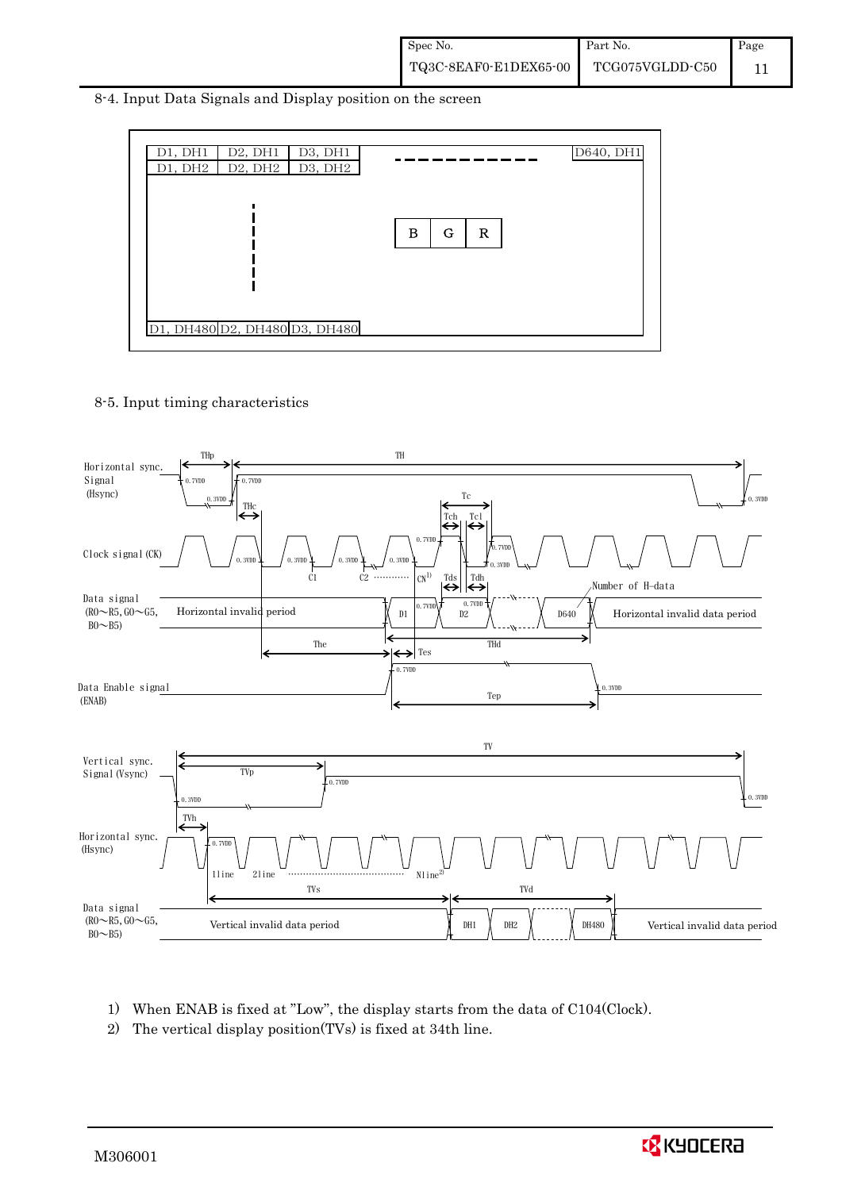## 8-4. Input Data Signals and Display position on the screen

| D1, DH1 | D2, DH1 | D3, DH1 | - - - - - - - - - - | D640, DH1 |
|---|---|---|---|---|
| D1, DH2 | D2, DH2 | D3, DH2 | | |
| | ⋮ | | B G R | |
| D1, DH480 | D2, DH480 | D3, DH480 | | |

## 8-5. Input timing characteristics

Horizontal sync. Signal (Hsync) — THp, TH, 0.7VDD, 0.3VDD

Clock signal (CK) — THc, Tc, Tch, Tcl, C1, C2 ………… CN[1), 0.7VDD, 0.3VDD

Data signal (R0～R5, G0～G5, B0～B5) — Horizontal invalid period, D1, D2, D640, Horizontal invalid data period, Tds, Tdh, Number of H-data, The, THd, Tes

Data Enable signal (ENAB) — Tep, 0.7VDD, 0.3VDD

Vertical sync. Signal (Vsync) — TV, TVp, 0.7VDD, 0.3VDD

Horizontal sync. (Hsync) — TVh, 1line, 2line ……………… Nline[2)

Data signal (R0～R5, G0～G5, B0～B5) — TVs, TVd, Vertical invalid data period, DH1, DH2, DH480, Vertical invalid data period

1) When ENAB is fixed at "Low", the display starts from the data of C104(Clock).
2) The vertical display position(TVs) is fixed at 34th line.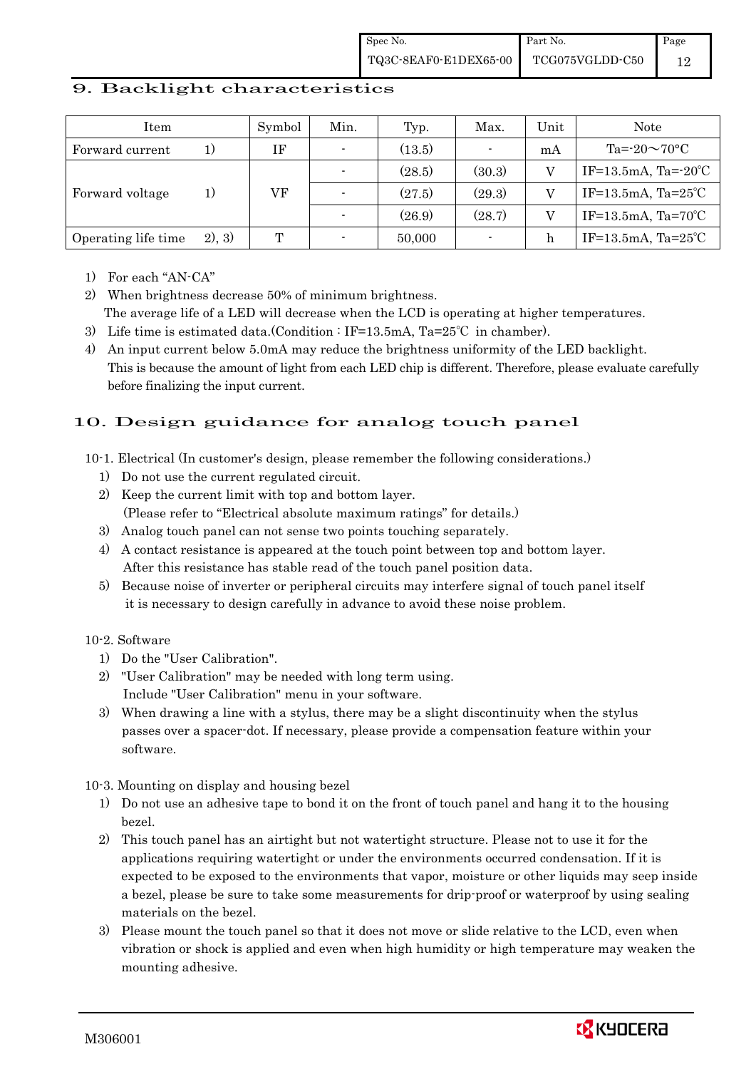## 9. Backlight characteristics

| Item | | Symbol | Min. | Typ. | Max. | Unit | Note |
|---|---|---|---|---|---|---|---|
| Forward current | 1) | IF | - | (13.5) | - | mA | Ta=-20～70°C |
| Forward voltage | 1) | VF | - | (28.5) | (30.3) | V | IF=13.5mA, Ta=-20℃ |
| | | | - | (27.5) | (29.3) | V | IF=13.5mA, Ta=25℃ |
| | | | - | (26.9) | (28.7) | V | IF=13.5mA, Ta=70℃ |
| Operating life time | 2), 3) | T | - | 50,000 | - | h | IF=13.5mA, Ta=25℃ |

1) For each "AN-CA"
2) When brightness decrease 50% of minimum brightness.
   The average life of a LED will decrease when the LCD is operating at higher temperatures.
3) Life time is estimated data.(Condition : IF=13.5mA, Ta=25℃ in chamber).
4) An input current below 5.0mA may reduce the brightness uniformity of the LED backlight.
   This is because the amount of light from each LED chip is different. Therefore, please evaluate carefully before finalizing the input current.

## 10. Design guidance for analog touch panel

10-1. Electrical (In customer's design, please remember the following considerations.)

1) Do not use the current regulated circuit.
2) Keep the current limit with top and bottom layer.
   (Please refer to "Electrical absolute maximum ratings" for details.)
3) Analog touch panel can not sense two points touching separately.
4) A contact resistance is appeared at the touch point between top and bottom layer.
   After this resistance has stable read of the touch panel position data.
5) Because noise of inverter or peripheral circuits may interfere signal of touch panel itself it is necessary to design carefully in advance to avoid these noise problem.

10-2. Software

1) Do the "User Calibration".
2) "User Calibration" may be needed with long term using.
   Include "User Calibration" menu in your software.
3) When drawing a line with a stylus, there may be a slight discontinuity when the stylus passes over a spacer-dot. If necessary, please provide a compensation feature within your software.

10-3. Mounting on display and housing bezel

1) Do not use an adhesive tape to bond it on the front of touch panel and hang it to the housing bezel.
2) This touch panel has an airtight but not watertight structure. Please not to use it for the applications requiring watertight or under the environments occurred condensation. If it is expected to be exposed to the environments that vapor, moisture or other liquids may seep inside a bezel, please be sure to take some measurements for drip-proof or waterproof by using sealing materials on the bezel.
3) Please mount the touch panel so that it does not move or slide relative to the LCD, even when vibration or shock is applied and even when high humidity or high temperature may weaken the mounting adhesive.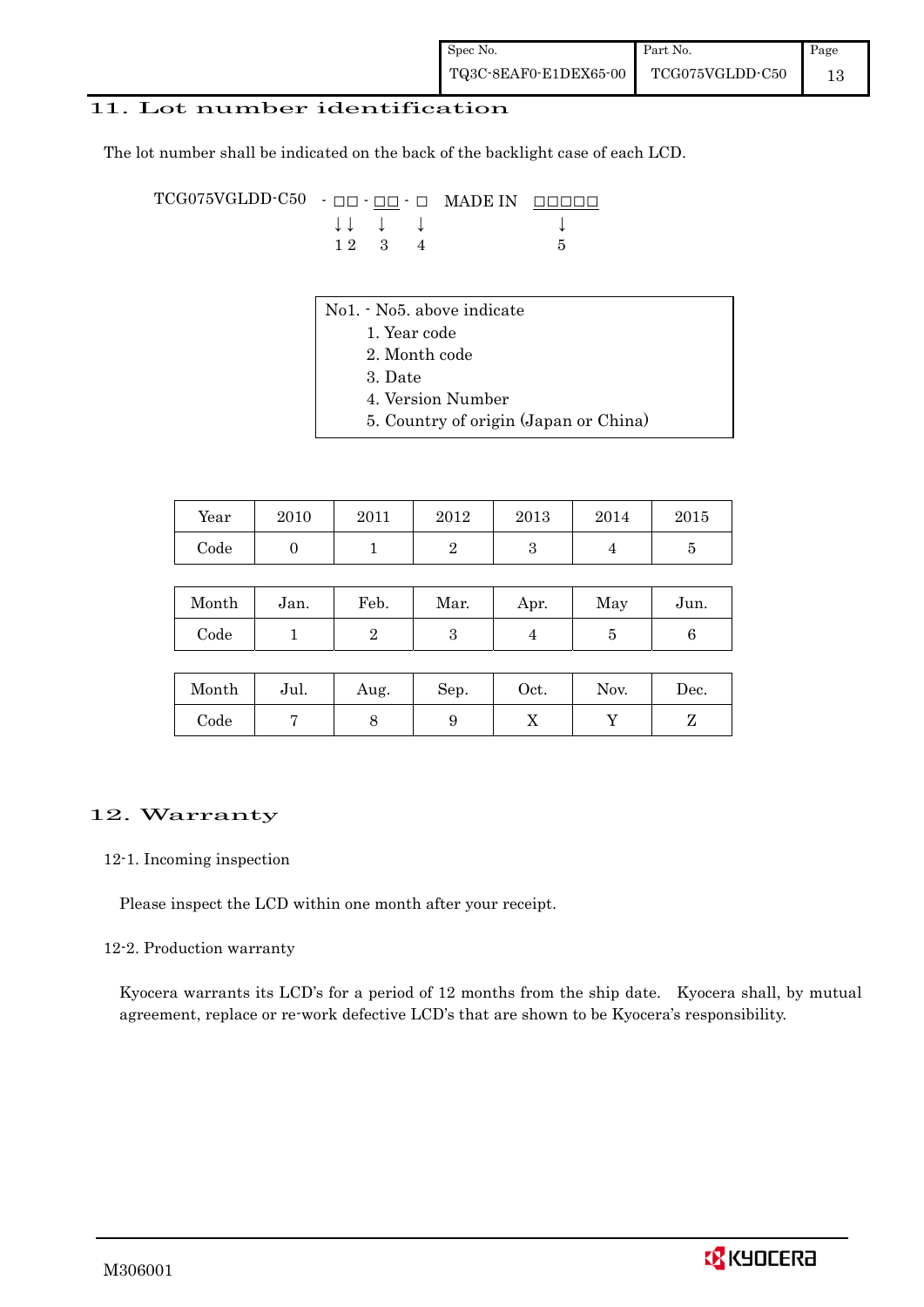## 11. Lot number identification

The lot number shall be indicated on the back of the backlight case of each LCD.

```
TCG075VGLDD-C50  - □□ - □□ - □   MADE IN  □□□□□
                   ↓↓   ↓    ↓              ↓
                   1 2  3    4              5
```

No1. - No5. above indicate
1. Year code
2. Month code
3. Date
4. Version Number
5. Country of origin (Japan or China)

| Year | 2010 | 2011 | 2012 | 2013 | 2014 | 2015 |
|---|---|---|---|---|---|---|
| Code | 0 | 1 | 2 | 3 | 4 | 5 |

| Month | Jan. | Feb. | Mar. | Apr. | May | Jun. |
|---|---|---|---|---|---|---|
| Code | 1 | 2 | 3 | 4 | 5 | 6 |

| Month | Jul. | Aug. | Sep. | Oct. | Nov. | Dec. |
|---|---|---|---|---|---|---|
| Code | 7 | 8 | 9 | X | Y | Z |

## 12. Warranty

### 12-1. Incoming inspection

Please inspect the LCD within one month after your receipt.

### 12-2. Production warranty

Kyocera warrants its LCD's for a period of 12 months from the ship date. Kyocera shall, by mutual agreement, replace or re-work defective LCD's that are shown to be Kyocera's responsibility.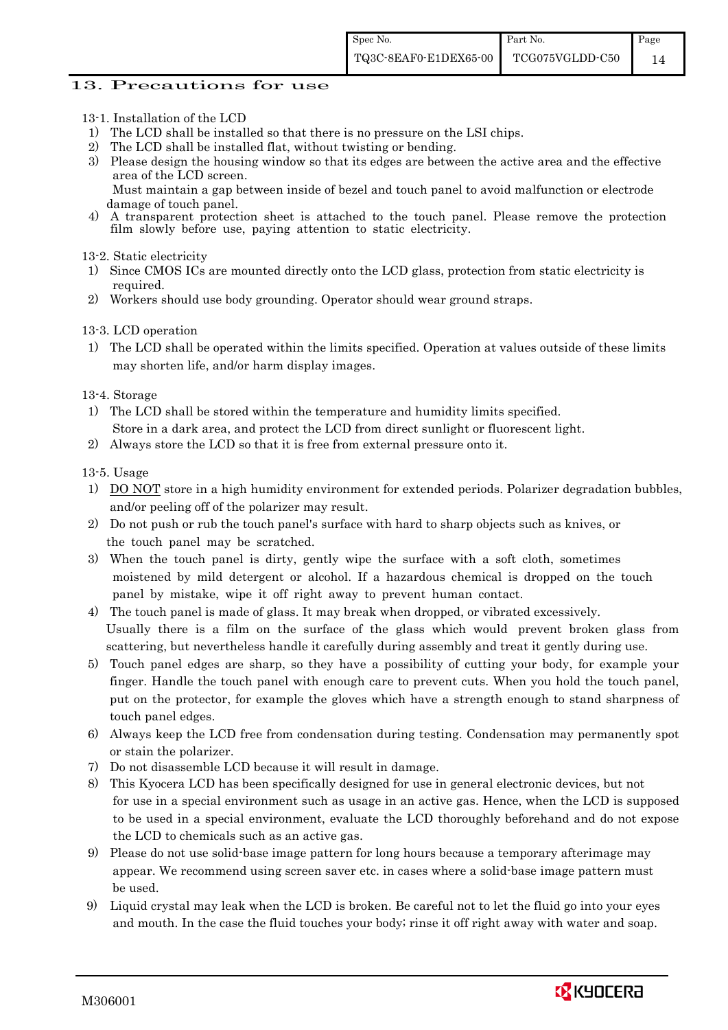## 13. Precautions for use

13-1. Installation of the LCD

1) The LCD shall be installed so that there is no pressure on the LSI chips.
2) The LCD shall be installed flat, without twisting or bending.
3) Please design the housing window so that its edges are between the active area and the effective area of the LCD screen.
   Must maintain a gap between inside of bezel and touch panel to avoid malfunction or electrode damage of touch panel.
4) A transparent protection sheet is attached to the touch panel. Please remove the protection film slowly before use, paying attention to static electricity.

13-2. Static electricity

1) Since CMOS ICs are mounted directly onto the LCD glass, protection from static electricity is required.
2) Workers should use body grounding. Operator should wear ground straps.

13-3. LCD operation

1) The LCD shall be operated within the limits specified. Operation at values outside of these limits may shorten life, and/or harm display images.

13-4. Storage

1) The LCD shall be stored within the temperature and humidity limits specified.
   Store in a dark area, and protect the LCD from direct sunlight or fluorescent light.
2) Always store the LCD so that it is free from external pressure onto it.

13-5. Usage

1) DO NOT store in a high humidity environment for extended periods. Polarizer degradation bubbles, and/or peeling off of the polarizer may result.
2) Do not push or rub the touch panel's surface with hard to sharp objects such as knives, or the touch panel may be scratched.
3) When the touch panel is dirty, gently wipe the surface with a soft cloth, sometimes moistened by mild detergent or alcohol. If a hazardous chemical is dropped on the touch panel by mistake, wipe it off right away to prevent human contact.
4) The touch panel is made of glass. It may break when dropped, or vibrated excessively.
   Usually there is a film on the surface of the glass which would prevent broken glass from scattering, but nevertheless handle it carefully during assembly and treat it gently during use.
5) Touch panel edges are sharp, so they have a possibility of cutting your body, for example your finger. Handle the touch panel with enough care to prevent cuts. When you hold the touch panel, put on the protector, for example the gloves which have a strength enough to stand sharpness of touch panel edges.
6) Always keep the LCD free from condensation during testing. Condensation may permanently spot or stain the polarizer.
7) Do not disassemble LCD because it will result in damage.
8) This Kyocera LCD has been specifically designed for use in general electronic devices, but not for use in a special environment such as usage in an active gas. Hence, when the LCD is supposed to be used in a special environment, evaluate the LCD thoroughly beforehand and do not expose the LCD to chemicals such as an active gas.
9) Please do not use solid-base image pattern for long hours because a temporary afterimage may appear. We recommend using screen saver etc. in cases where a solid-base image pattern must be used.
9) Liquid crystal may leak when the LCD is broken. Be careful not to let the fluid go into your eyes and mouth. In the case the fluid touches your body; rinse it off right away with water and soap.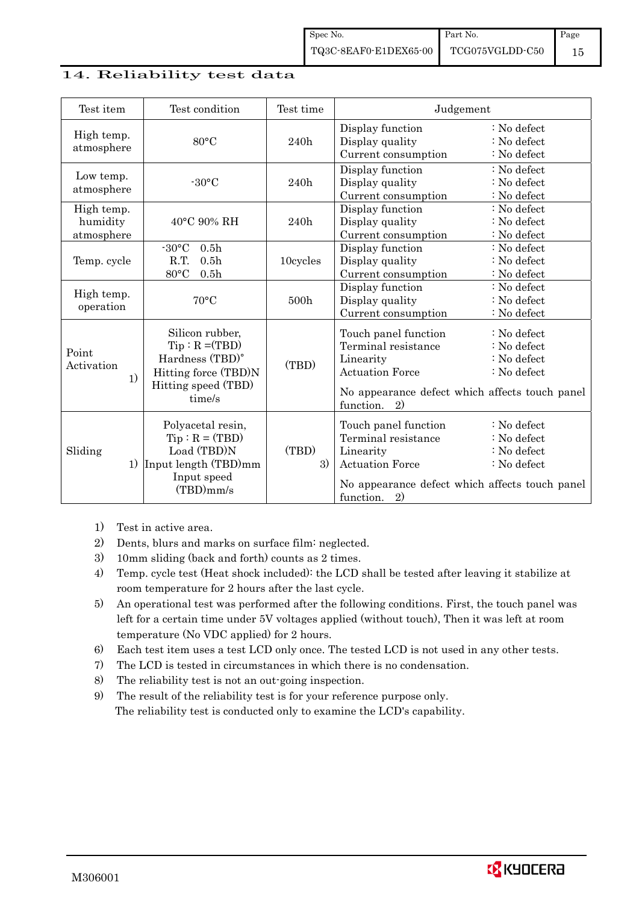## 14. Reliability test data

| Test item | Test condition | Test time | Judgement |
|---|---|---|---|
| High temp. atmosphere | 80°C | 240h | Display function : No defect<br>Display quality : No defect<br>Current consumption : No defect |
| Low temp. atmosphere | -30°C | 240h | Display function : No defect<br>Display quality : No defect<br>Current consumption : No defect |
| High temp. humidity atmosphere | 40°C 90% RH | 240h | Display function : No defect<br>Display quality : No defect<br>Current consumption : No defect |
| Temp. cycle | -30°C 0.5h<br>R.T. 0.5h<br>80°C 0.5h | 10cycles | Display function : No defect<br>Display quality : No defect<br>Current consumption : No defect |
| High temp. operation | 70°C | 500h | Display function : No defect<br>Display quality : No defect<br>Current consumption : No defect |
| Point Activation 1) | Silicon rubber,<br>Tip : R =(TBD)<br>Hardness (TBD)°<br>Hitting force (TBD)N<br>Hitting speed (TBD) time/s | (TBD) | Touch panel function : No defect<br>Terminal resistance : No defect<br>Linearity : No defect<br>Actuation Force : No defect<br>No appearance defect which affects touch panel function. 2) |
| Sliding 1) | Polyacetal resin,<br>Tip : R = (TBD)<br>Load (TBD)N<br>Input length (TBD)mm<br>Input speed (TBD)mm/s | (TBD) 3) | Touch panel function : No defect<br>Terminal resistance : No defect<br>Linearity : No defect<br>Actuation Force : No defect<br>No appearance defect which affects touch panel function. 2) |

1) Test in active area.
2) Dents, blurs and marks on surface film: neglected.
3) 10mm sliding (back and forth) counts as 2 times.
4) Temp. cycle test (Heat shock included): the LCD shall be tested after leaving it stabilize at room temperature for 2 hours after the last cycle.
5) An operational test was performed after the following conditions. First, the touch panel was left for a certain time under 5V voltages applied (without touch), Then it was left at room temperature (No VDC applied) for 2 hours.
6) Each test item uses a test LCD only once. The tested LCD is not used in any other tests.
7) The LCD is tested in circumstances in which there is no condensation.
8) The reliability test is not an out-going inspection.
9) The result of the reliability test is for your reference purpose only.
   The reliability test is conducted only to examine the LCD's capability.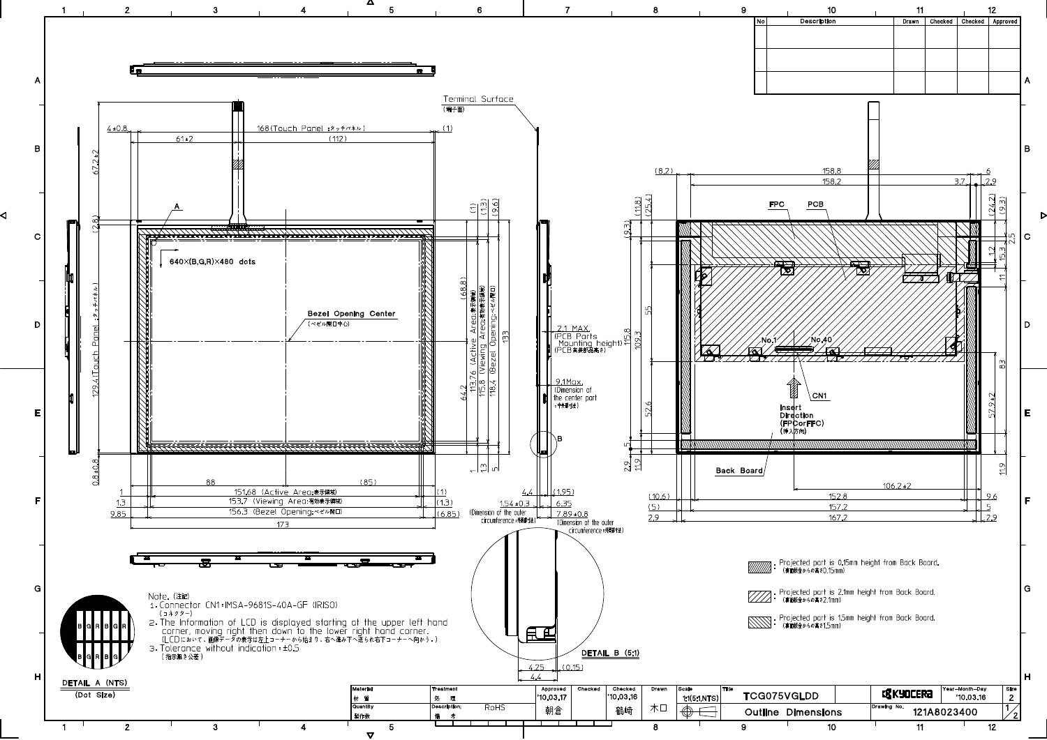| No | Description | Drawn | Checked | Checked | Approved |
|---|---|---|---|---|---|
| | | | | | |
| | | | | | |
| | | | | | |

Terminal Surface (端子面)

640×(B,G,R)×480 dots

Bezel Opening Center (ベゼル開口中心)

168(Touch Panel :タッチパネル)

129.4(Touch Panel :タッチパネル)

151.68 (Active Area:表示領域)

153.7 (Viewing Area:有効表示領域)

156.3 (Bezel Opening:ベゼル開口)

113.76 (Active Area:表示領域)

115.8 (Viewing Area:有効表示領域)

118.4 (Bezel Opening:ベゼル開口)

2.1 MAX. (PCB Parts Mounting height) (PCB実装部品高さ)

9.1Max. (Dimension of the center part :中央部寸法)

1.54±0.3 (Dimension of the outer circumference :外周部寸法)

7.89±0.8 (Dimension of the outer circumference :外周部寸法)

FPC PCB

CN1 No.1 No.40

Insert Direction (FPCorFFC) (挿入方向)

Back Board

DETAIL B (5:1)

: Projected part is 0.15mm height from Back Board. (裏面板金からの高さ0.15mm)

: Projected part is 2.1mm height from Back Board. (裏面板金からの高さ2.1mm)

: Projected part is 1.5mm height from Back Board. (裏面板金からの高さ1.5mm)

DETAIL A (NTS) (Dot Size)

Note. (注記)

1. Connector CN1:IMSA-9681S-40A-GF (IRISO) (コネクター)
2. The Information of LCD is displayed starting at the upper left hand corner, moving right then down to the lower right hand corner. (LCDにおいて、画像データの表示は左上コーナーから始まり、右へ進み下へ送られ右下コーナーへ向かう。)
3. Tolerance without indication : ±0.5 (指示無き公差)

| Material 材質 | Treatment 処理 | Approved '10.03.17 | Checked | Checked '10.03.16 | Drawn | Scale 1:1(5:1,NTS) | Title TCG075VGLDD | KYOCERA | Year-Month-Day '10.03.16 | Size 2 |
|---|---|---|---|---|---|---|---|---|---|---|
| Quantity 製作数 | Description; 備考 RoHS | 朝倉 | | 鶴崎 | 木口 | | Outline Dimensions | Drawing No. 121A8023400 | | 1/2 |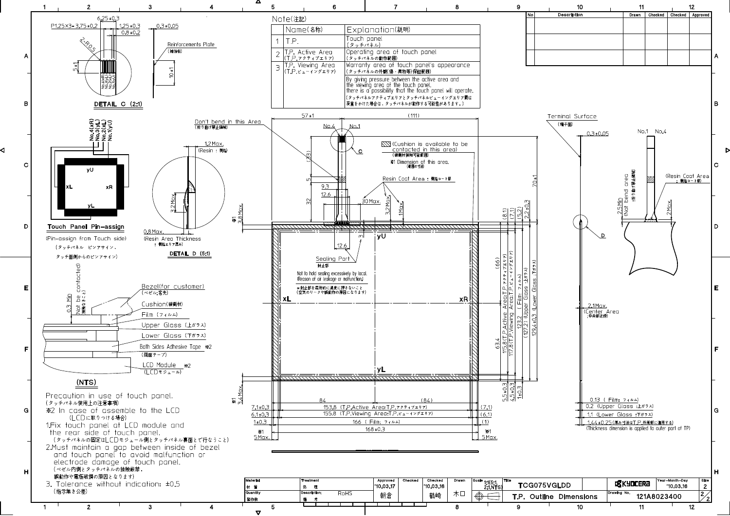## Note(注記)

| | Name(名称) | Explanation(説明) |
|---|---|---|
| 1 | T.P. | Touch panel (タッチパネル) |
| 2 | T.P. Active Area (T.P.アクティブエリア) | Operating area of touch panel (タッチパネルの動作範囲) |
| 3 | T.P. Viewing Area (T.P.ビューイングエリア) | Warranty area of touch panel's appearance (タッチパネルの外観(傷・異物等)保証範囲) |
| | | By giving pressure between the active area and the viewing area of the touch panel, there is a possibility that the touch panel wil operate. (タッチパネルアクティブエリアとタッチパネルビューイングエリア間は荷重をかけた場合は、タッチパネルが動作する可能性があります。) |

| No | Description | Drawn | Checked | Checked | Approved |
|---|---|---|---|---|---|
| | | | | | |
| | | | | | |
| | | | | | |

**DETAIL C (2:1)**

P1.25×3=3.75±0.2, 6.25±0.3, 1.25±0.3, 0.8±0.2, 0.3±0.05, 2-R0.5, 5±1, 10±1, Reinforcements Plate (補強板), No.4(xR), No.3(yL), No.2(xL), No.1(yU)

**Touch Panel Pin-assign**

(Pin-assign from Touch side) (タッチパネル ピンアサイン、タッチ面側からのピンアサイン)

No.4(xR), No.3(yL), No.2(xL), No.1(yU); yU, xL, xR, yL

**DETAIL D (5:1)**

1.2Max. (Resin : 樹脂), 3.2Max., 0.8Max. (Resin Area Thickness : 樹脂エリア厚み)

Don't bend in this Area (折り曲げ禁止領域)

(Cushion is available to be contacted in this area) (緩衝材接触可能範囲)

※1 Dimension of this area. (範囲の寸法)

Resin Coat Area : 樹脂コート部

Sealing Port 封止部

Not to hold sealing excessively by local. (Reason of air leakage or malfunction) ※封止部を局所的に過度に押さないこと (空気のリークや誤動作の原因になります)

Dimensions: 57±1, (111), No.4, No.1, C, (33), 5, 32, 9.3, 12.6, 30Max., 3.2Max., 1Max., 70±1, ※1 3.8Max., 12.6, 3, yU, xL, xR, yL, (8.1), (7.1), (5.2), 2.2±0.3, (66), 113.8(T.P.Active Area:T.P.アクティブエリア), 117.8(T.P.Viewing Area:T.P.ビューイングエリア), 123.2 (Film: フィルム), (127.2) (Upper Glass :上ガラス), 129.4±0.3 (Lower Glass :下ガラス), 63.4, 5.5±0.3, 4.5±0.3, 1±0.3, ※1 3.4Max.

7.1±0.3, 6.1±0.3, 1±0.3, ※1 5Max., 84, (84), 153.8 (T.P.Active Area:T.P.アクティブエリア), 155.8 (T.P.Viewing Area:T.P.ビューイングエリア), 166 (Film: フィルム), 168±0.3, (7.1), (6.1), (1), ※1 5Max.

Terminal Surface (端子面), 0.3±0.05, No.1 No.4, 2.5Min (Not bend area :折り曲げ禁止領域), (Resin Coat Area : 樹脂コート部), 2Max., D, 2.1Max. (Center Area :中央部近傍), 0.13 (Film: フィルム), 0.2 (Upper Glass :上ガラス), 1.1 (Lower Glass :下ガラス), 1.44±0.25 (厚み寸法はT.P.外周部に適用する) (Thickness dimension is applied to outer part of TP)

**(NTS)**

0.3 Min (Not be contacted) (接触なきこと), Bezel(for customer) (ベゼル(客先)), Cushion(緩衝材), Film (フィルム), Upper Glass (上ガラス), Lower Glass (下ガラス), Both Sides Adhesive Tape ※2 (両面テープ), LCD Module ※2 (LCDモジュール)

Precaution in use of touch panel. (タッチパネル使用上の注意事項)

※2 In case of assemble to the LCD (LCDに取りつける場合)

1. Fix touch panel at LCD module and the rear side of touch panel. (タッチパネルの固定はLCDモジュール側とタッチパネル裏面とで行なうこと)
2. Must maintain a gap between inside of bezel and touch panel to avoid malfunction or electrode damage of touch panel. (ベゼル内側とタッチパネルの接触厳禁。誤動作や電極破損の原因となります)
3. Tolerance without indication: ±0.5 (指示無き公差)

| Material 材質 | Treatment 処理 | Approved | Checked | Checked | Drawn | Scale | Title | | Year-Month-Day | Size |
|---|---|---|---|---|---|---|---|---|---|---|
| | | '10.03.17 | | '10.03.16 | | 1:1(5:1, 2:1,NTS) | TCG075VGLDD | KYOCERA | '10.03.16 | 2 |
| Quantity 製作数 | Description; 備考 RoHS | 朝倉 | | 鶴崎 | 木口 | | T.P. Outline Dimensions | Drawing No. 121A8023400 | | 2/2 |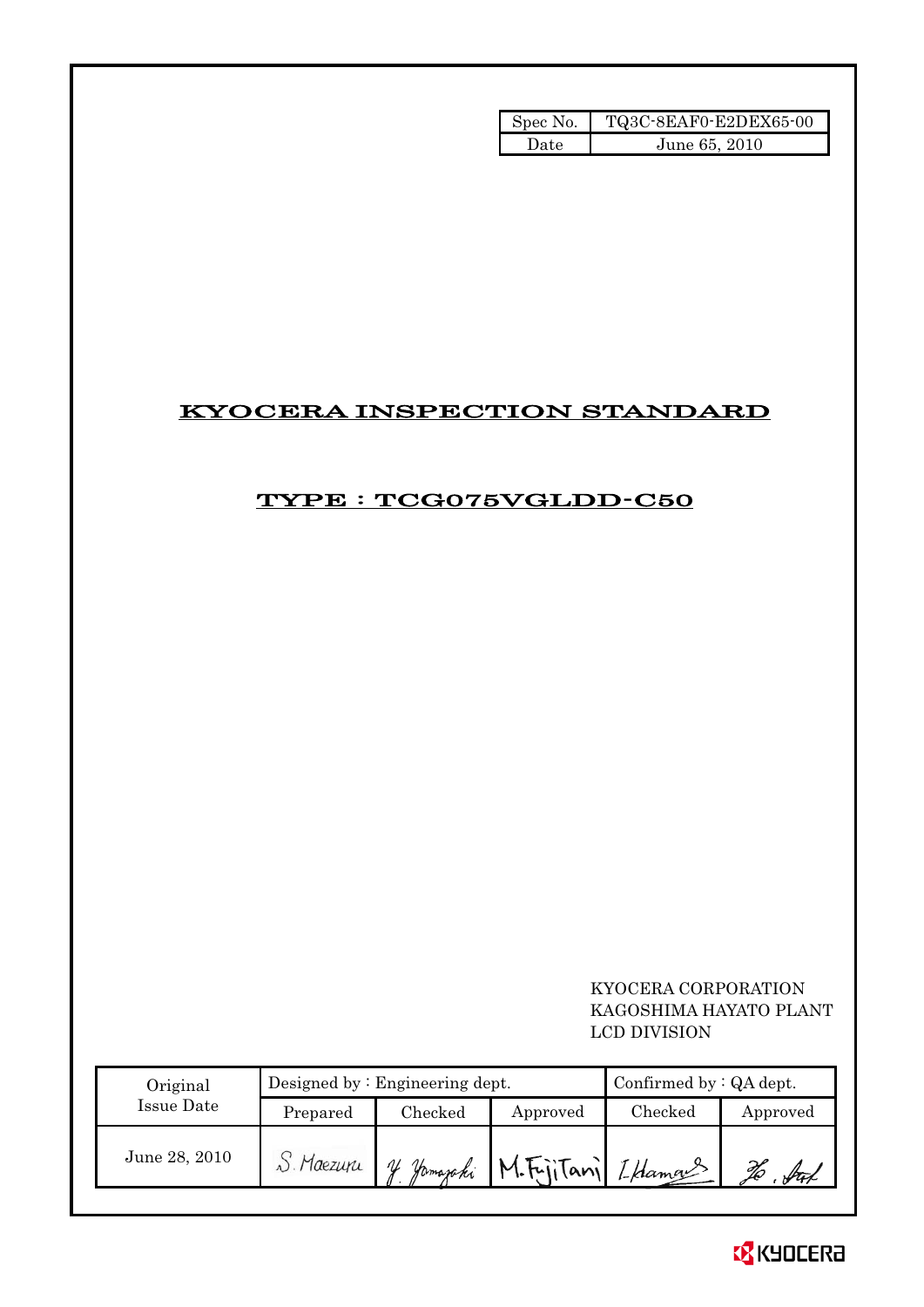| Spec No. | TQ3C-8EAF0-E2DEX65-00 |
| --- | --- |
| Date | June 65, 2010 |

# KYOCERA INSPECTION STANDARD

## TYPE : TCG075VGLDD-C50

KYOCERA CORPORATION
KAGOSHIMA HAYATO PLANT
LCD DIVISION

| Original Issue Date | Designed by : Engineering dept. | | | Confirmed by : QA dept. | |
| --- | --- | --- | --- | --- | --- |
| | Prepared | Checked | Approved | Checked | Approved |
| June 28, 2010 | S. Maezuru | Y. Yamazaki | M. FujiTani | I. Hamao | |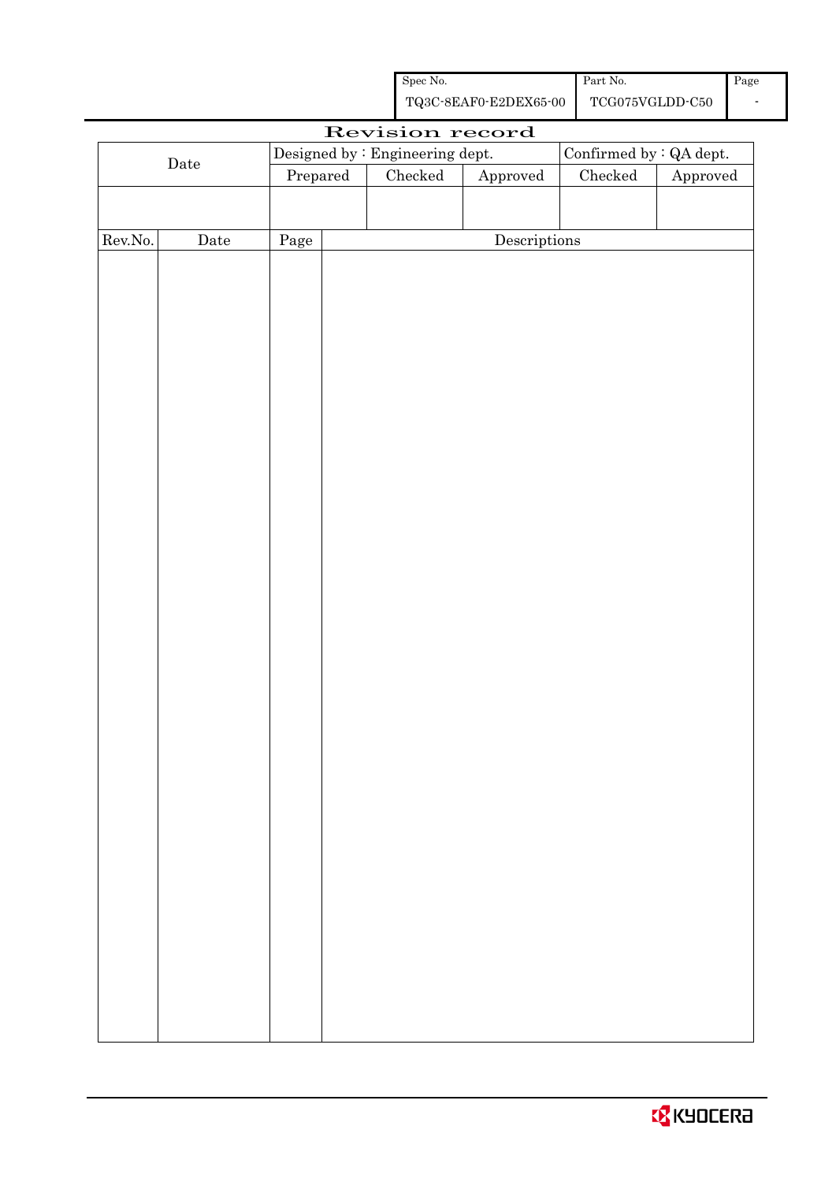# Revision record

| Date | Designed by : Engineering dept. | | | Confirmed by : QA dept. | |
|---|---|---|---|---|---|
| | Prepared | Checked | Approved | Checked | Approved |
| | | | | | |

| Rev.No. | Date | Page | Descriptions |
|---|---|---|---|
| | | | |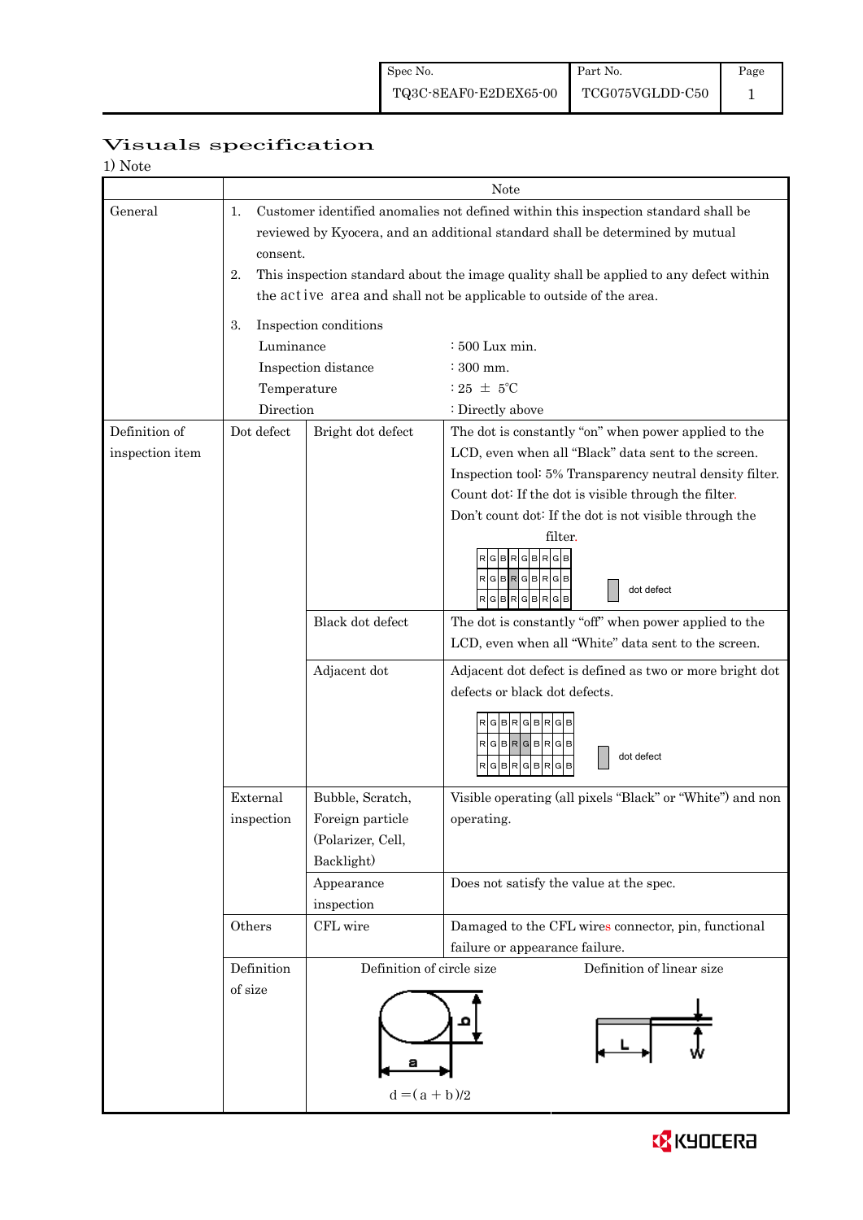| Spec No. | Part No. | Page |
|---|---|---|
| TQ3C-8EAF0-E2DEX65-00 | TCG075VGLDD-C50 | 1 |

# Visuals specification

1) Note

| | | | Note |
|---|---|---|---|
| General | 1. Customer identified anomalies not defined within this inspection standard shall be reviewed by Kyocera, and an additional standard shall be determined by mutual consent.<br>2. This inspection standard about the image quality shall be applied to any defect within the active area and shall not be applicable to outside of the area.<br>3. Inspection conditions<br>Luminance : 500 Lux min.<br>Inspection distance : 300 mm.<br>Temperature : 25 ± 5℃<br>Direction : Directly above | | |
| Definition of inspection item | Dot defect | Bright dot defect | The dot is constantly "on" when power applied to the LCD, even when all "Black" data sent to the screen.<br>Inspection tool: 5% Transparency neutral density filter.<br>Count dot: If the dot is visible through the filter.<br>Don't count dot: If the dot is not visible through the filter.<br>(RGB pixel diagram: dot defect) |
| | | Black dot defect | The dot is constantly "off" when power applied to the LCD, even when all "White" data sent to the screen. |
| | | Adjacent dot | Adjacent dot defect is defined as two or more bright dot defects or black dot defects.<br>(RGB pixel diagram: dot defect) |
| | External inspection | Bubble, Scratch, Foreign particle (Polarizer, Cell, Backlight) | Visible operating (all pixels "Black" or "White") and non operating. |
| | | Appearance inspection | Does not satisfy the value at the spec. |
| | Others | CFL wire | Damaged to the CFL wires connector, pin, functional failure or appearance failure. |
| | Definition of size | Definition of circle size<br>$d = (a + b)/2$ | Definition of linear size (L, W) |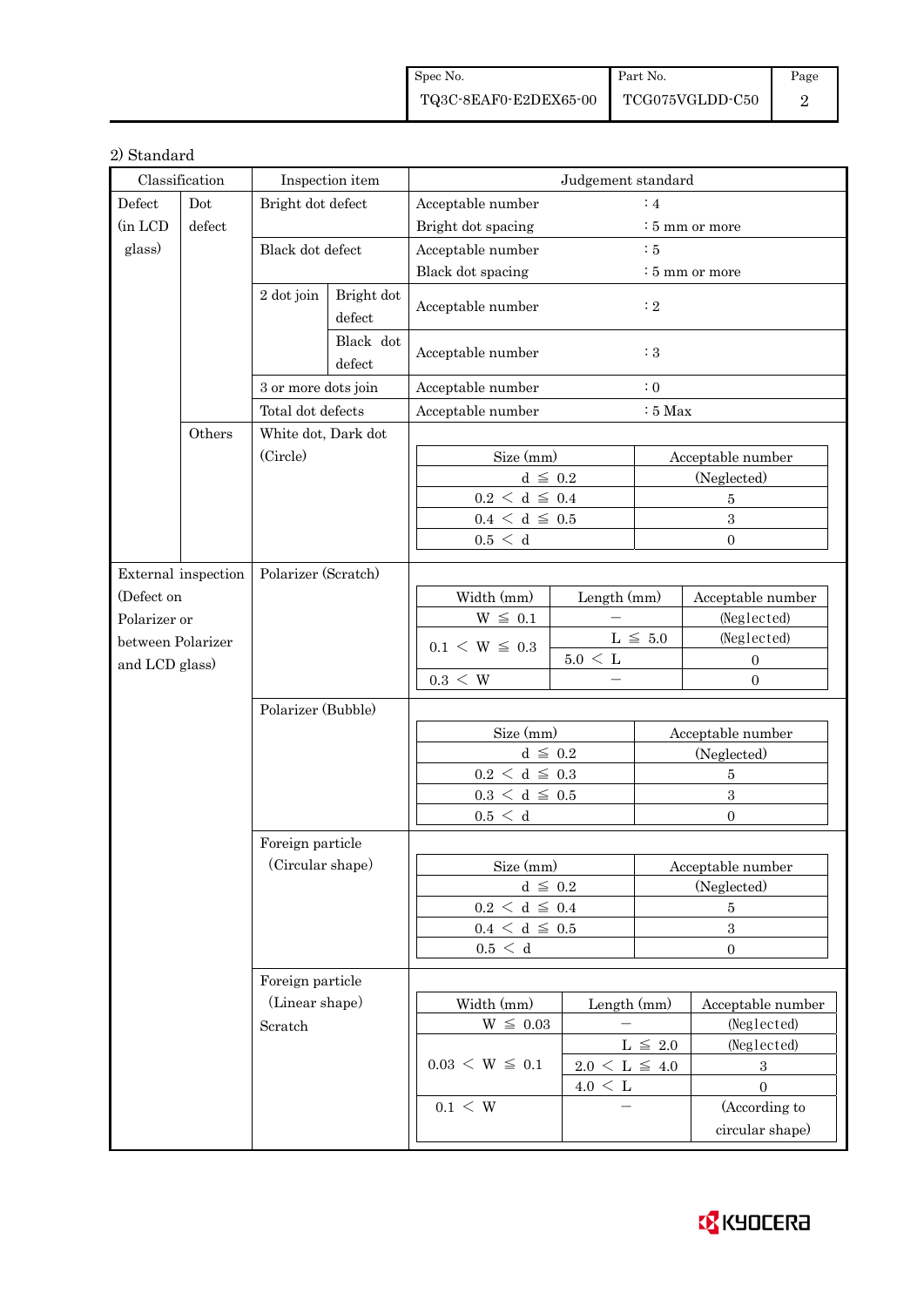2) Standard

| Classification | | Inspection item | | Judgement standard |
|---|---|---|---|---|
| Defect (in LCD glass) | Dot defect | Bright dot defect | | Acceptable number : 4<br>Bright dot spacing : 5 mm or more |
| | | Black dot defect | | Acceptable number : 5<br>Black dot spacing : 5 mm or more |
| | | 2 dot join | Bright dot defect | Acceptable number : 2 |
| | | | Black dot defect | Acceptable number : 3 |
| | | 3 or more dots join | | Acceptable number : 0 |
| | | Total dot defects | | Acceptable number : 5 Max |
| | Others | White dot, Dark dot (Circle) | | See table below |
| External inspection (Defect on Polarizer or between Polarizer and LCD glass) | | Polarizer (Scratch) | | See table below |
| | | Polarizer (Bubble) | | See table below |
| | | Foreign particle (Circular shape) | | See table below |
| | | Foreign particle (Linear shape) Scratch | | See table below |

White dot, Dark dot (Circle)

| Size (mm) | Acceptable number |
|---|---|
| $d \leqq 0.2$ | (Neglected) |
| $0.2 < d \leqq 0.4$ | 5 |
| $0.4 < d \leqq 0.5$ | 3 |
| $0.5 < d$ | 0 |

Polarizer (Scratch)

| Width (mm) | Length (mm) | Acceptable number |
|---|---|---|
| $W \leqq 0.1$ | − | (Neglected) |
| $0.1 < W \leqq 0.3$ | $L \leqq 5.0$ | (Neglected) |
| | $5.0 < L$ | 0 |
| $0.3 < W$ | − | 0 |

Polarizer (Bubble)

| Size (mm) | Acceptable number |
|---|---|
| $d \leqq 0.2$ | (Neglected) |
| $0.2 < d \leqq 0.3$ | 5 |
| $0.3 < d \leqq 0.5$ | 3 |
| $0.5 < d$ | 0 |

Foreign particle (Circular shape)

| Size (mm) | Acceptable number |
|---|---|
| $d \leqq 0.2$ | (Neglected) |
| $0.2 < d \leqq 0.4$ | 5 |
| $0.4 < d \leqq 0.5$ | 3 |
| $0.5 < d$ | 0 |

Foreign particle (Linear shape) Scratch

| Width (mm) | Length (mm) | Acceptable number |
|---|---|---|
| $W \leqq 0.03$ | − | (Neglected) |
| $0.03 < W \leqq 0.1$ | $L \leqq 2.0$ | (Neglected) |
| | $2.0 < L \leqq 4.0$ | 3 |
| | $4.0 < L$ | 0 |
| $0.1 < W$ | − | (According to circular shape) |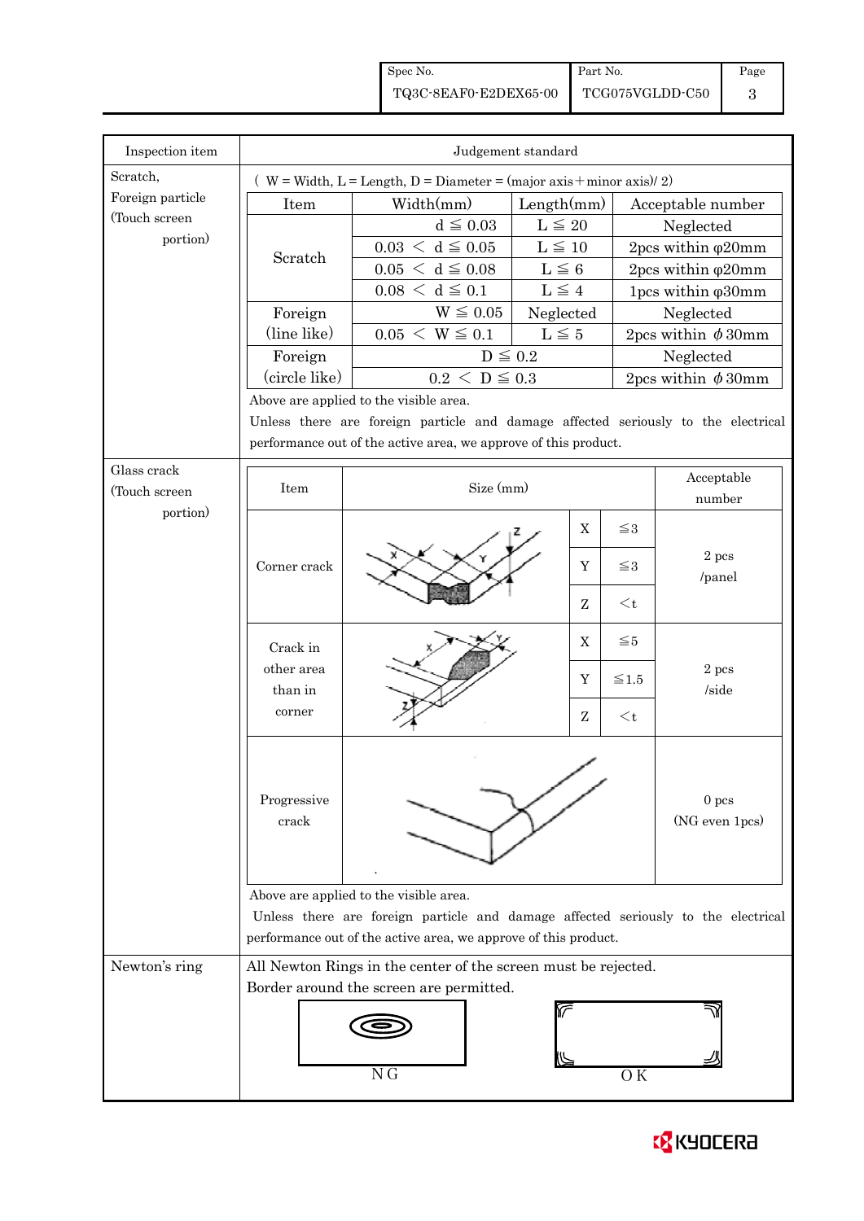| Inspection item | Judgement standard | | | |
|---|---|---|---|---|
| Scratch, Foreign particle (Touch screen portion) | ( W = Width, L = Length, D = Diameter = (major axis + minor axis)/ 2) | | | |
| | Item | Width(mm) | Length(mm) | Acceptable number |
| | Scratch | d ≦ 0.03 | L ≦ 20 | Neglected |
| | | 0.03 < d ≦ 0.05 | L ≦ 10 | 2pcs within φ20mm |
| | | 0.05 < d ≦ 0.08 | L ≦ 6 | 2pcs within φ20mm |
| | | 0.08 < d ≦ 0.1 | L ≦ 4 | 1pcs within φ30mm |
| | Foreign (line like) | W ≦ 0.05 | Neglected | Neglected |
| | | 0.05 < W ≦ 0.1 | L ≦ 5 | 2pcs within φ30mm |
| | Foreign (circle like) | D ≦ 0.2 | | Neglected |
| | | 0.2 < D ≦ 0.3 | | 2pcs within φ30mm |

Above are applied to the visible area.

Unless there are foreign particle and damage affected seriously to the electrical performance out of the active area, we approve of this product.

**Glass crack (Touch screen portion)**

| Item | Size (mm) | | Acceptable number |
|---|---|---|---|
| Corner crack | X | ≦3 | 2 pcs /panel |
| | Y | ≦3 | |
| | Z | <t | |
| Crack in other area than in corner | X | ≦5 | 2 pcs /side |
| | Y | ≦1.5 | |
| | Z | <t | |
| Progressive crack | | | 0 pcs (NG even 1pcs) |

Above are applied to the visible area.

Unless there are foreign particle and damage affected seriously to the electrical performance out of the active area, we approve of this product.

**Newton's ring**

All Newton Rings in the center of the screen must be rejected.
Border around the screen are permitted.

NG

OK